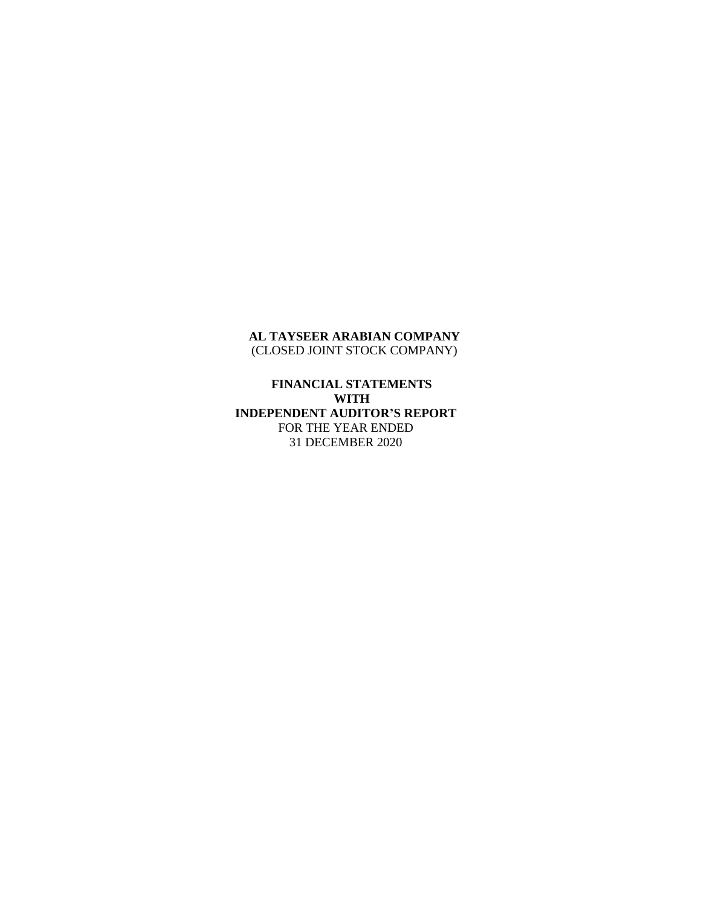**AL TAYSEER ARABIAN COMPANY**
(CLOSED JOINT STOCK COMPANY)

**FINANCIAL STATEMENTS**
**WITH**
**INDEPENDENT AUDITOR'S REPORT**
FOR THE YEAR ENDED
31 DECEMBER 2020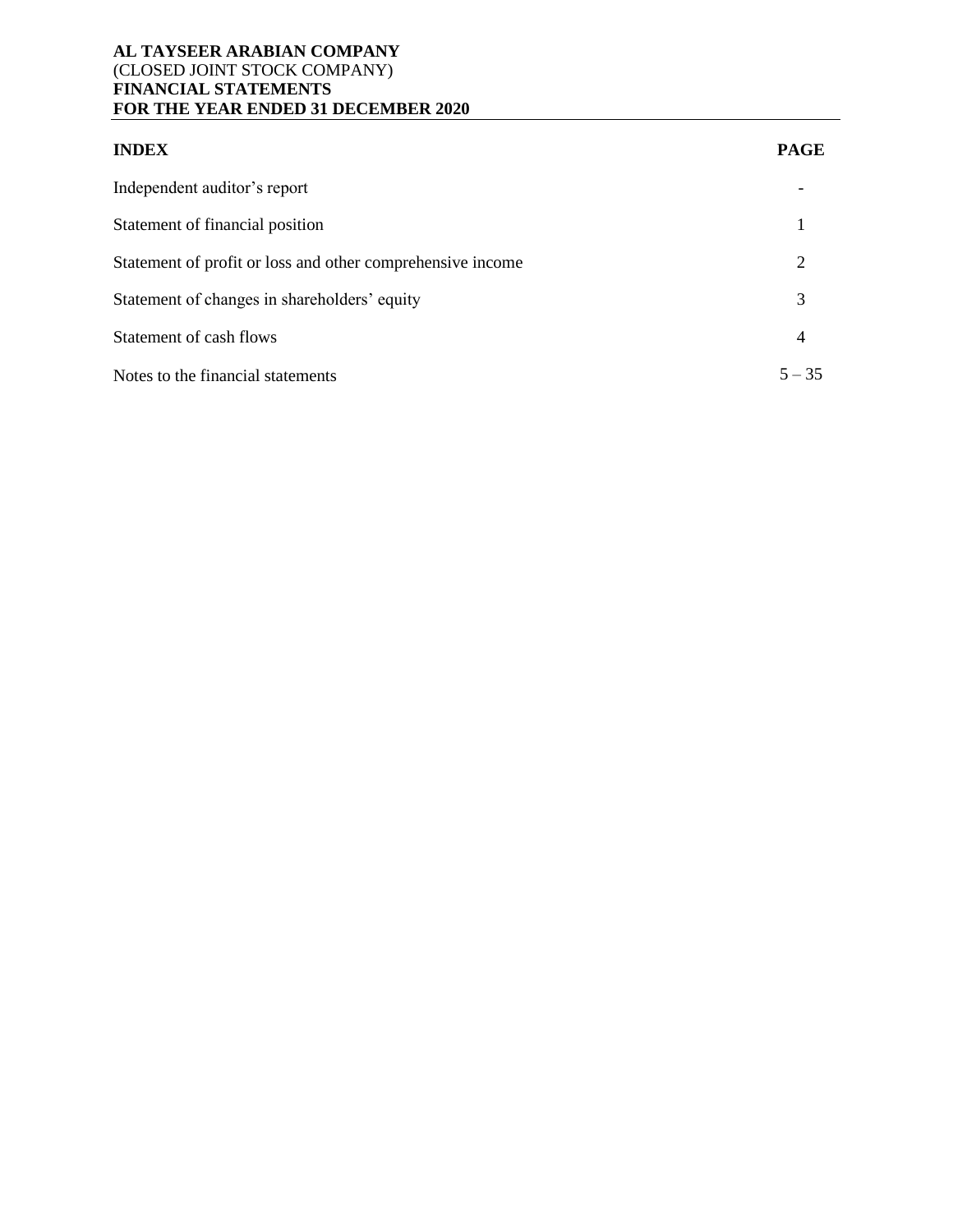**AL TAYSEER ARABIAN COMPANY**
(CLOSED JOINT STOCK COMPANY)
**FINANCIAL STATEMENTS**
**FOR THE YEAR ENDED 31 DECEMBER 2020**

| **INDEX** | **PAGE** |
|---|---|
| Independent auditor's report | - |
| Statement of financial position | 1 |
| Statement of profit or loss and other comprehensive income | 2 |
| Statement of changes in shareholders' equity | 3 |
| Statement of cash flows | 4 |
| Notes to the financial statements | 5 – 35 |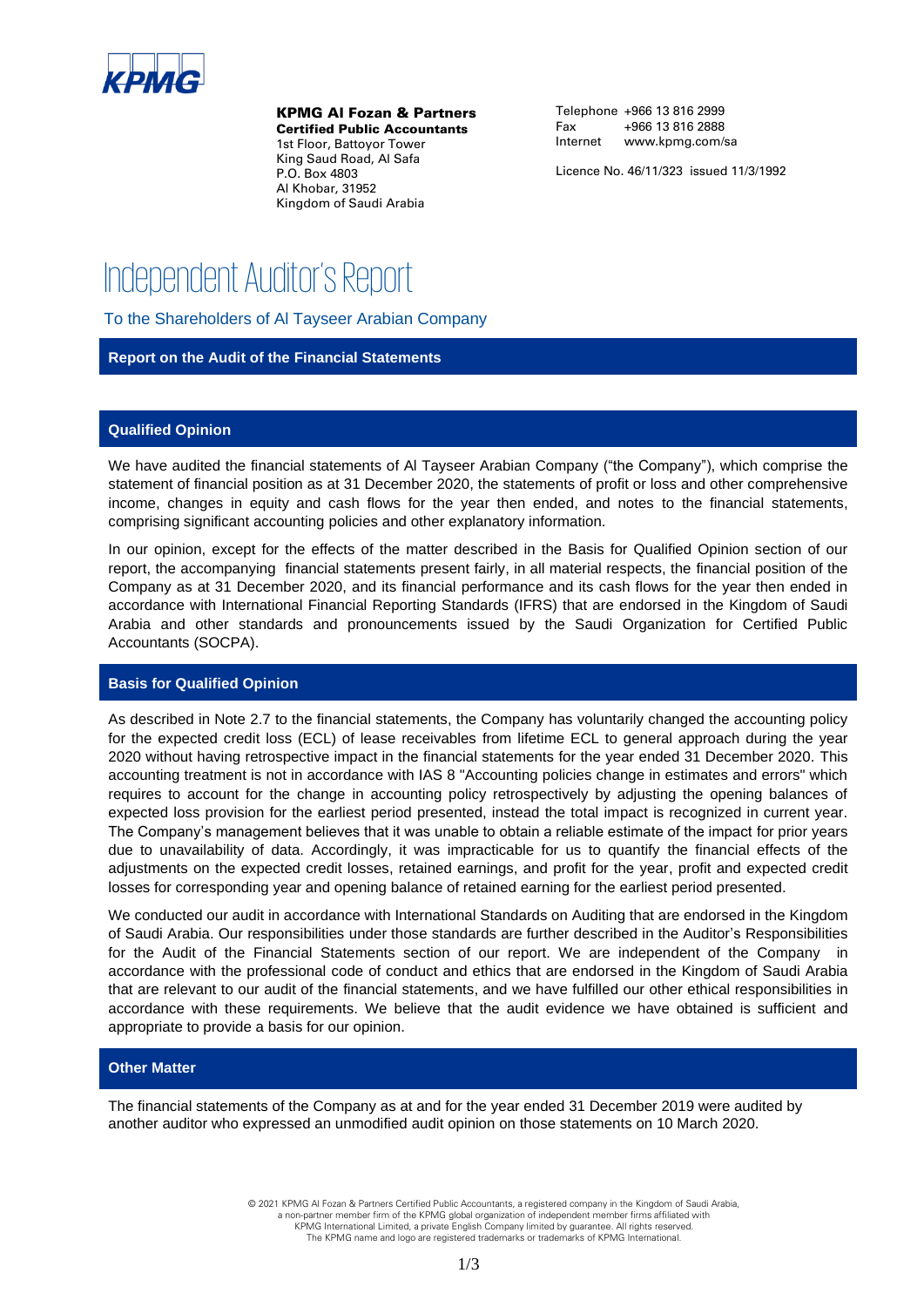KPMG

**KPMG Al Fozan & Partners**
**Certified Public Accountants**
1st Floor, Battoyor Tower
King Saud Road, Al Safa
P.O. Box 4803
Al Khobar, 31952
Kingdom of Saudi Arabia

Telephone +966 13 816 2999
Fax +966 13 816 2888
Internet www.kpmg.com/sa

Licence No. 46/11/323 issued 11/3/1992

# Independent Auditor's Report

To the Shareholders of Al Tayseer Arabian Company

## Report on the Audit of the Financial Statements

### Qualified Opinion

We have audited the financial statements of Al Tayseer Arabian Company ("the Company"), which comprise the statement of financial position as at 31 December 2020, the statements of profit or loss and other comprehensive income, changes in equity and cash flows for the year then ended, and notes to the financial statements, comprising significant accounting policies and other explanatory information.

In our opinion, except for the effects of the matter described in the Basis for Qualified Opinion section of our report, the accompanying financial statements present fairly, in all material respects, the financial position of the Company as at 31 December 2020, and its financial performance and its cash flows for the year then ended in accordance with International Financial Reporting Standards (IFRS) that are endorsed in the Kingdom of Saudi Arabia and other standards and pronouncements issued by the Saudi Organization for Certified Public Accountants (SOCPA).

### Basis for Qualified Opinion

As described in Note 2.7 to the financial statements, the Company has voluntarily changed the accounting policy for the expected credit loss (ECL) of lease receivables from lifetime ECL to general approach during the year 2020 without having retrospective impact in the financial statements for the year ended 31 December 2020. This accounting treatment is not in accordance with IAS 8 "Accounting policies change in estimates and errors" which requires to account for the change in accounting policy retrospectively by adjusting the opening balances of expected loss provision for the earliest period presented, instead the total impact is recognized in current year. The Company's management believes that it was unable to obtain a reliable estimate of the impact for prior years due to unavailability of data. Accordingly, it was impracticable for us to quantify the financial effects of the adjustments on the expected credit losses, retained earnings, and profit for the year, profit and expected credit losses for corresponding year and opening balance of retained earning for the earliest period presented.

We conducted our audit in accordance with International Standards on Auditing that are endorsed in the Kingdom of Saudi Arabia. Our responsibilities under those standards are further described in the Auditor's Responsibilities for the Audit of the Financial Statements section of our report. We are independent of the Company in accordance with the professional code of conduct and ethics that are endorsed in the Kingdom of Saudi Arabia that are relevant to our audit of the financial statements, and we have fulfilled our other ethical responsibilities in accordance with these requirements. We believe that the audit evidence we have obtained is sufficient and appropriate to provide a basis for our opinion.

### Other Matter

The financial statements of the Company as at and for the year ended 31 December 2019 were audited by another auditor who expressed an unmodified audit opinion on those statements on 10 March 2020.

© 2021 KPMG Al Fozan & Partners Certified Public Accountants, a registered company in the Kingdom of Saudi Arabia, a non-partner member firm of the KPMG global organization of independent member firms affiliated with KPMG International Limited, a private English Company limited by guarantee. All rights reserved. The KPMG name and logo are registered trademarks or trademarks of KPMG International.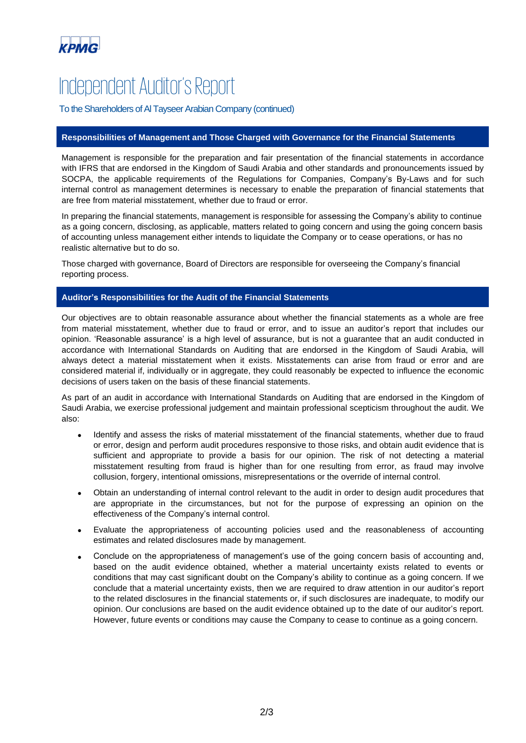KPMG

# Independent Auditor's Report

To the Shareholders of Al Tayseer Arabian Company (continued)

## Responsibilities of Management and Those Charged with Governance for the Financial Statements

Management is responsible for the preparation and fair presentation of the financial statements in accordance with IFRS that are endorsed in the Kingdom of Saudi Arabia and other standards and pronouncements issued by SOCPA, the applicable requirements of the Regulations for Companies, Company's By-Laws and for such internal control as management determines is necessary to enable the preparation of financial statements that are free from material misstatement, whether due to fraud or error.

In preparing the financial statements, management is responsible for assessing the Company's ability to continue as a going concern, disclosing, as applicable, matters related to going concern and using the going concern basis of accounting unless management either intends to liquidate the Company or to cease operations, or has no realistic alternative but to do so.

Those charged with governance, Board of Directors are responsible for overseeing the Company's financial reporting process.

## Auditor's Responsibilities for the Audit of the Financial Statements

Our objectives are to obtain reasonable assurance about whether the financial statements as a whole are free from material misstatement, whether due to fraud or error, and to issue an auditor's report that includes our opinion. 'Reasonable assurance' is a high level of assurance, but is not a guarantee that an audit conducted in accordance with International Standards on Auditing that are endorsed in the Kingdom of Saudi Arabia, will always detect a material misstatement when it exists. Misstatements can arise from fraud or error and are considered material if, individually or in aggregate, they could reasonably be expected to influence the economic decisions of users taken on the basis of these financial statements.

As part of an audit in accordance with International Standards on Auditing that are endorsed in the Kingdom of Saudi Arabia, we exercise professional judgement and maintain professional scepticism throughout the audit. We also:

- Identify and assess the risks of material misstatement of the financial statements, whether due to fraud or error, design and perform audit procedures responsive to those risks, and obtain audit evidence that is sufficient and appropriate to provide a basis for our opinion. The risk of not detecting a material misstatement resulting from fraud is higher than for one resulting from error, as fraud may involve collusion, forgery, intentional omissions, misrepresentations or the override of internal control.
- Obtain an understanding of internal control relevant to the audit in order to design audit procedures that are appropriate in the circumstances, but not for the purpose of expressing an opinion on the effectiveness of the Company's internal control.
- Evaluate the appropriateness of accounting policies used and the reasonableness of accounting estimates and related disclosures made by management.
- Conclude on the appropriateness of management's use of the going concern basis of accounting and, based on the audit evidence obtained, whether a material uncertainty exists related to events or conditions that may cast significant doubt on the Company's ability to continue as a going concern. If we conclude that a material uncertainty exists, then we are required to draw attention in our auditor's report to the related disclosures in the financial statements or, if such disclosures are inadequate, to modify our opinion. Our conclusions are based on the audit evidence obtained up to the date of our auditor's report. However, future events or conditions may cause the Company to cease to continue as a going concern.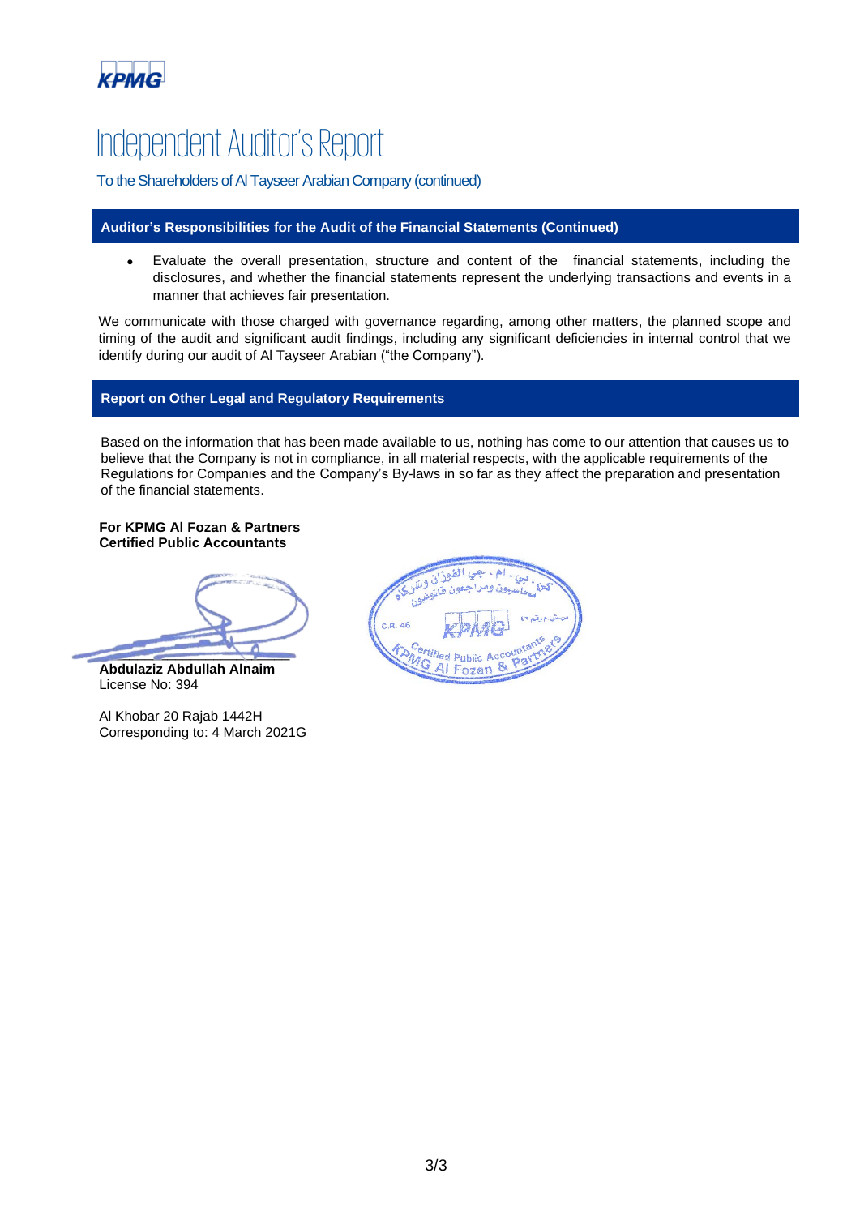# Independent Auditor's Report

To the Shareholders of Al Tayseer Arabian Company (continued)

## Auditor's Responsibilities for the Audit of the Financial Statements (Continued)

- Evaluate the overall presentation, structure and content of the financial statements, including the disclosures, and whether the financial statements represent the underlying transactions and events in a manner that achieves fair presentation.

We communicate with those charged with governance regarding, among other matters, the planned scope and timing of the audit and significant audit findings, including any significant deficiencies in internal control that we identify during our audit of Al Tayseer Arabian ("the Company").

## Report on Other Legal and Regulatory Requirements

Based on the information that has been made available to us, nothing has come to our attention that causes us to believe that the Company is not in compliance, in all material respects, with the applicable requirements of the Regulations for Companies and the Company's By-laws in so far as they affect the preparation and presentation of the financial statements.

**For KPMG Al Fozan & Partners**
**Certified Public Accountants**

**Abdulaziz Abdullah Alnaim**
License No: 394

Al Khobar 20 Rajab 1442H
Corresponding to: 4 March 2021G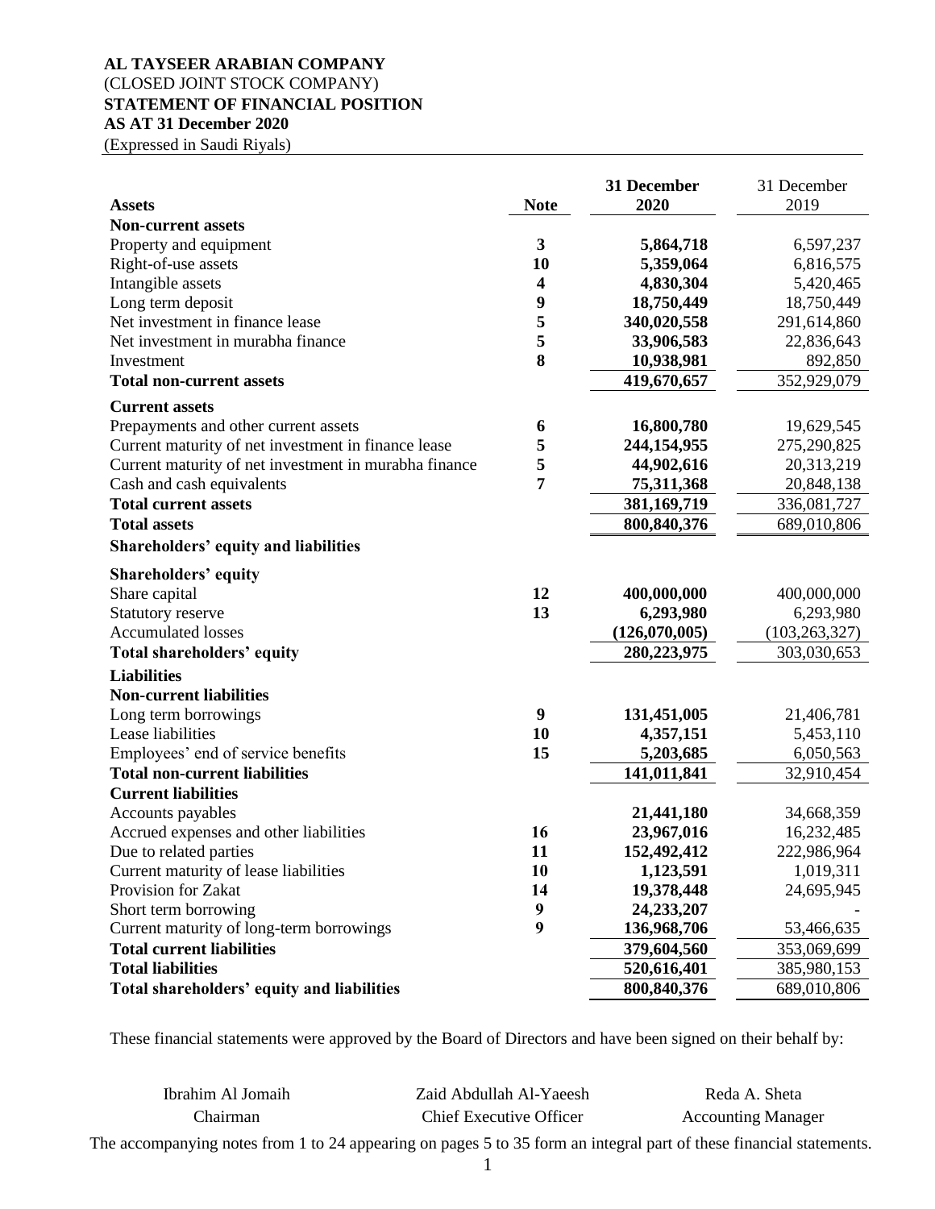**AL TAYSEER ARABIAN COMPANY**
(CLOSED JOINT STOCK COMPANY)
**STATEMENT OF FINANCIAL POSITION**
**AS AT 31 December 2020**
(Expressed in Saudi Riyals)

| Assets | Note | 31 December 2020 | 31 December 2019 |
|---|---|---|---|
| **Non-current assets** | | | |
| Property and equipment | 3 | 5,864,718 | 6,597,237 |
| Right-of-use assets | 10 | 5,359,064 | 6,816,575 |
| Intangible assets | 4 | 4,830,304 | 5,420,465 |
| Long term deposit | 9 | 18,750,449 | 18,750,449 |
| Net investment in finance lease | 5 | 340,020,558 | 291,614,860 |
| Net investment in murabha finance | 5 | 33,906,583 | 22,836,643 |
| Investment | 8 | 10,938,981 | 892,850 |
| **Total non-current assets** | | **419,670,657** | 352,929,079 |
| **Current assets** | | | |
| Prepayments and other current assets | 6 | 16,800,780 | 19,629,545 |
| Current maturity of net investment in finance lease | 5 | 244,154,955 | 275,290,825 |
| Current maturity of net investment in murabha finance | 5 | 44,902,616 | 20,313,219 |
| Cash and cash equivalents | 7 | 75,311,368 | 20,848,138 |
| **Total current assets** | | **381,169,719** | 336,081,727 |
| **Total assets** | | **800,840,376** | 689,010,806 |
| **Shareholders' equity and liabilities** | | | |
| **Shareholders' equity** | | | |
| Share capital | 12 | 400,000,000 | 400,000,000 |
| Statutory reserve | 13 | 6,293,980 | 6,293,980 |
| Accumulated losses | | (126,070,005) | (103,263,327) |
| **Total shareholders' equity** | | **280,223,975** | 303,030,653 |
| **Liabilities** | | | |
| **Non-current liabilities** | | | |
| Long term borrowings | 9 | 131,451,005 | 21,406,781 |
| Lease liabilities | 10 | 4,357,151 | 5,453,110 |
| Employees' end of service benefits | 15 | 5,203,685 | 6,050,563 |
| **Total non-current liabilities** | | **141,011,841** | 32,910,454 |
| **Current liabilities** | | | |
| Accounts payables | | 21,441,180 | 34,668,359 |
| Accrued expenses and other liabilities | 16 | 23,967,016 | 16,232,485 |
| Due to related parties | 11 | 152,492,412 | 222,986,964 |
| Current maturity of lease liabilities | 10 | 1,123,591 | 1,019,311 |
| Provision for Zakat | 14 | 19,378,448 | 24,695,945 |
| Short term borrowing | 9 | 24,233,207 | - |
| Current maturity of long-term borrowings | 9 | 136,968,706 | 53,466,635 |
| **Total current liabilities** | | **379,604,560** | 353,069,699 |
| **Total liabilities** | | **520,616,401** | 385,980,153 |
| **Total shareholders' equity and liabilities** | | **800,840,376** | 689,010,806 |

These financial statements were approved by the Board of Directors and have been signed on their behalf by:

| Ibrahim Al Jomaih | Zaid Abdullah Al-Yaeesh | Reda A. Sheta |
|---|---|---|
| Chairman | Chief Executive Officer | Accounting Manager |

The accompanying notes from 1 to 24 appearing on pages 5 to 35 form an integral part of these financial statements.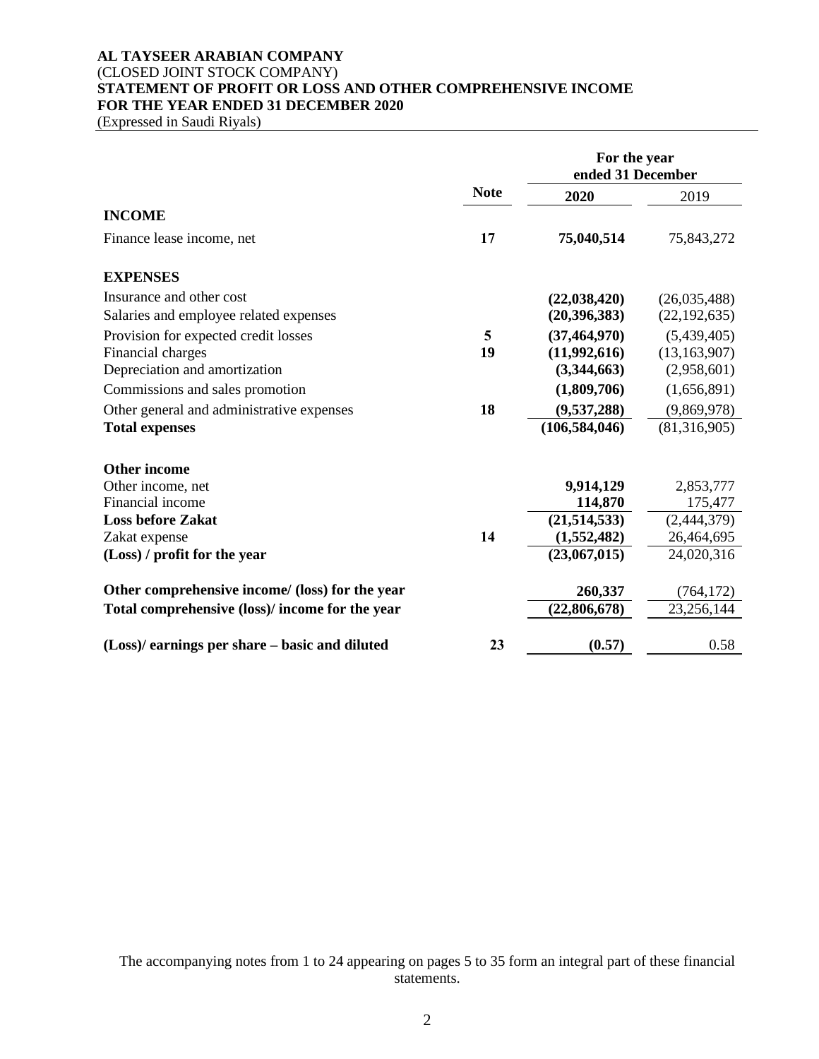**AL TAYSEER ARABIAN COMPANY**
(CLOSED JOINT STOCK COMPANY)
**STATEMENT OF PROFIT OR LOSS AND OTHER COMPREHENSIVE INCOME**
**FOR THE YEAR ENDED 31 DECEMBER 2020**
(Expressed in Saudi Riyals)

| | | For the year ended 31 December | |
|---|---|---|---|
| | **Note** | **2020** | 2019 |
| **INCOME** | | | |
| Finance lease income, net | **17** | **75,040,514** | 75,843,272 |
| **EXPENSES** | | | |
| Insurance and other cost | | **(22,038,420)** | (26,035,488) |
| Salaries and employee related expenses | | **(20,396,383)** | (22,192,635) |
| Provision for expected credit losses | **5** | **(37,464,970)** | (5,439,405) |
| Financial charges | **19** | **(11,992,616)** | (13,163,907) |
| Depreciation and amortization | | **(3,344,663)** | (2,958,601) |
| Commissions and sales promotion | | **(1,809,706)** | (1,656,891) |
| Other general and administrative expenses | **18** | **(9,537,288)** | (9,869,978) |
| **Total expenses** | | **(106,584,046)** | (81,316,905) |
| **Other income** | | | |
| Other income, net | | **9,914,129** | 2,853,777 |
| Financial income | | **114,870** | 175,477 |
| **Loss before Zakat** | | **(21,514,533)** | (2,444,379) |
| Zakat expense | **14** | **(1,552,482)** | 26,464,695 |
| **(Loss) / profit for the year** | | **(23,067,015)** | 24,020,316 |
| **Other comprehensive income/ (loss) for the year** | | **260,337** | (764,172) |
| **Total comprehensive (loss)/ income for the year** | | **(22,806,678)** | 23,256,144 |
| **(Loss)/ earnings per share – basic and diluted** | **23** | **(0.57)** | 0.58 |

The accompanying notes from 1 to 24 appearing on pages 5 to 35 form an integral part of these financial statements.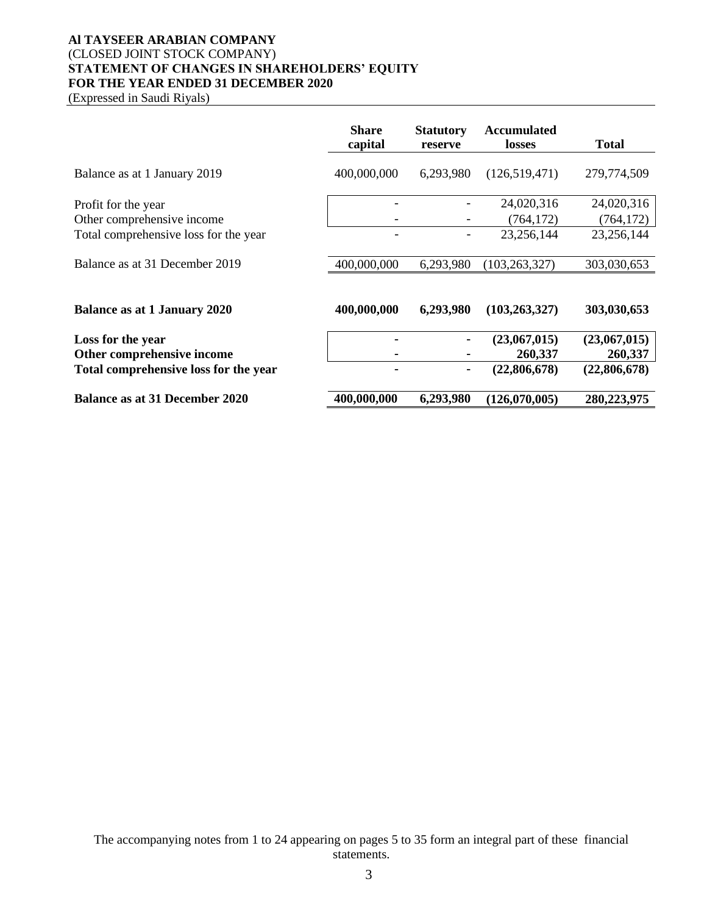**Al TAYSEER ARABIAN COMPANY**
(CLOSED JOINT STOCK COMPANY)
**STATEMENT OF CHANGES IN SHAREHOLDERS' EQUITY**
**FOR THE YEAR ENDED 31 DECEMBER 2020**
(Expressed in Saudi Riyals)

| | **Share capital** | **Statutory reserve** | **Accumulated losses** | **Total** |
|---|---|---|---|---|
| Balance as at 1 January 2019 | 400,000,000 | 6,293,980 | (126,519,471) | 279,774,509 |
| Profit for the year | - | - | 24,020,316 | 24,020,316 |
| Other comprehensive income | - | - | (764,172) | (764,172) |
| Total comprehensive loss for the year | - | - | 23,256,144 | 23,256,144 |
| Balance as at 31 December 2019 | 400,000,000 | 6,293,980 | (103,263,327) | 303,030,653 |
| **Balance as at 1 January 2020** | **400,000,000** | **6,293,980** | **(103,263,327)** | **303,030,653** |
| **Loss for the year** | **-** | **-** | **(23,067,015)** | **(23,067,015)** |
| **Other comprehensive income** | **-** | **-** | **260,337** | **260,337** |
| **Total comprehensive loss for the year** | **-** | **-** | **(22,806,678)** | **(22,806,678)** |
| **Balance as at 31 December 2020** | **400,000,000** | **6,293,980** | **(126,070,005)** | **280,223,975** |

The accompanying notes from 1 to 24 appearing on pages 5 to 35 form an integral part of these financial statements.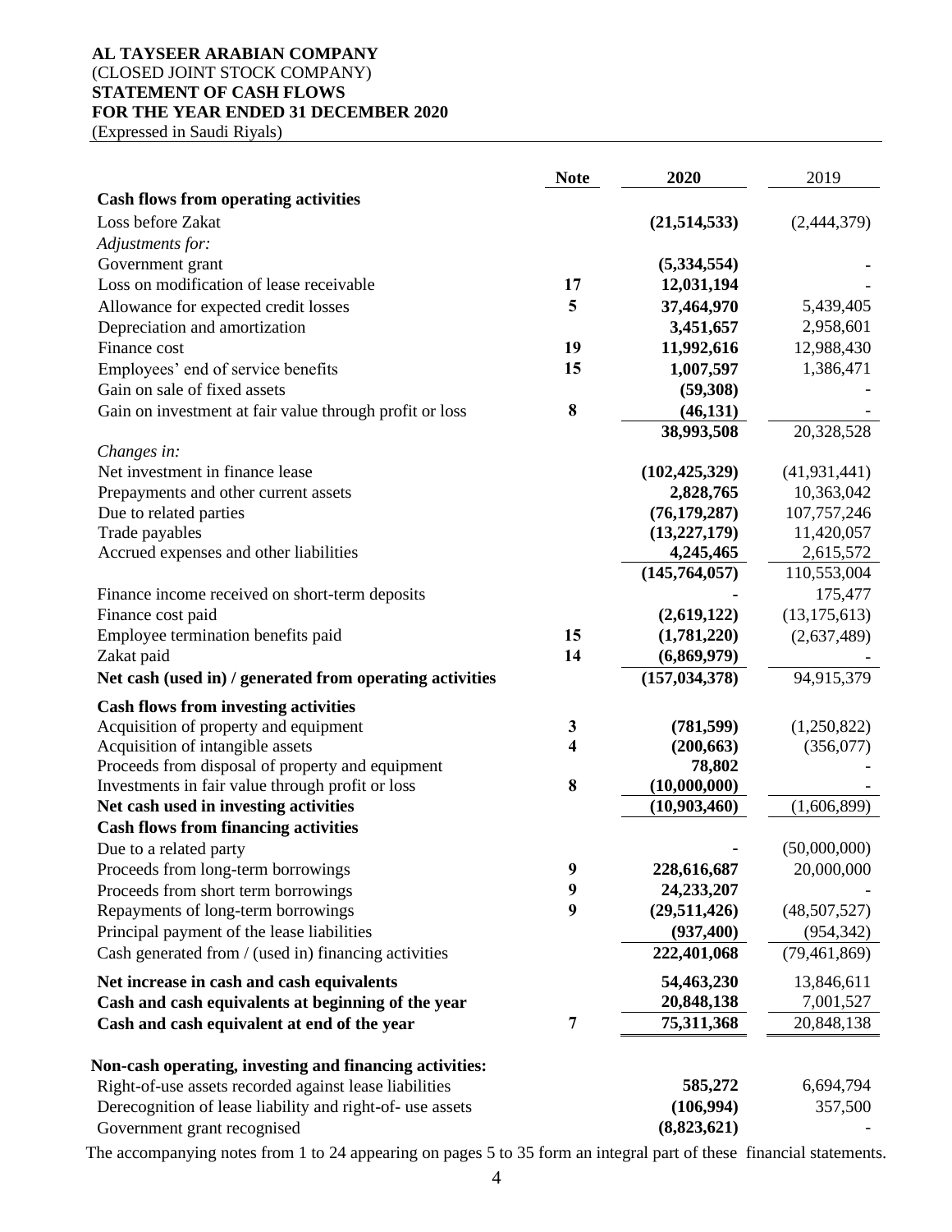**AL TAYSEER ARABIAN COMPANY**
(CLOSED JOINT STOCK COMPANY)
**STATEMENT OF CASH FLOWS**
**FOR THE YEAR ENDED 31 DECEMBER 2020**
(Expressed in Saudi Riyals)

| | Note | 2020 | 2019 |
|---|---|---|---|
| **Cash flows from operating activities** | | | |
| Loss before Zakat | | **(21,514,533)** | (2,444,379) |
| *Adjustments for:* | | | |
| Government grant | | **(5,334,554)** | - |
| Loss on modification of lease receivable | 17 | **12,031,194** | - |
| Allowance for expected credit losses | 5 | **37,464,970** | 5,439,405 |
| Depreciation and amortization | | **3,451,657** | 2,958,601 |
| Finance cost | 19 | **11,992,616** | 12,988,430 |
| Employees' end of service benefits | 15 | **1,007,597** | 1,386,471 |
| Gain on sale of fixed assets | | **(59,308)** | - |
| Gain on investment at fair value through profit or loss | 8 | **(46,131)** | - |
| | | **38,993,508** | 20,328,528 |
| *Changes in:* | | | |
| Net investment in finance lease | | **(102,425,329)** | (41,931,441) |
| Prepayments and other current assets | | **2,828,765** | 10,363,042 |
| Due to related parties | | **(76,179,287)** | 107,757,246 |
| Trade payables | | **(13,227,179)** | 11,420,057 |
| Accrued expenses and other liabilities | | **4,245,465** | 2,615,572 |
| | | **(145,764,057)** | 110,553,004 |
| Finance income received on short-term deposits | | - | 175,477 |
| Finance cost paid | | **(2,619,122)** | (13,175,613) |
| Employee termination benefits paid | 15 | **(1,781,220)** | (2,637,489) |
| Zakat paid | 14 | **(6,869,979)** | - |
| **Net cash (used in) / generated from operating activities** | | **(157,034,378)** | 94,915,379 |
| **Cash flows from investing activities** | | | |
| Acquisition of property and equipment | 3 | **(781,599)** | (1,250,822) |
| Acquisition of intangible assets | 4 | **(200,663)** | (356,077) |
| Proceeds from disposal of property and equipment | | **78,802** | - |
| Investments in fair value through profit or loss | 8 | **(10,000,000)** | - |
| **Net cash used in investing activities** | | **(10,903,460)** | (1,606,899) |
| **Cash flows from financing activities** | | | |
| Due to a related party | | - | (50,000,000) |
| Proceeds from long-term borrowings | 9 | **228,616,687** | 20,000,000 |
| Proceeds from short term borrowings | 9 | **24,233,207** | - |
| Repayments of long-term borrowings | 9 | **(29,511,426)** | (48,507,527) |
| Principal payment of the lease liabilities | | **(937,400)** | (954,342) |
| Cash generated from / (used in) financing activities | | **222,401,068** | (79,461,869) |
| **Net increase in cash and cash equivalents** | | **54,463,230** | 13,846,611 |
| **Cash and cash equivalents at beginning of the year** | | **20,848,138** | 7,001,527 |
| **Cash and cash equivalent at end of the year** | 7 | **75,311,368** | 20,848,138 |
| **Non-cash operating, investing and financing activities:** | | | |
| Right-of-use assets recorded against lease liabilities | | **585,272** | 6,694,794 |
| Derecognition of lease liability and right-of- use assets | | **(106,994)** | 357,500 |
| Government grant recognised | | **(8,823,621)** | - |

The accompanying notes from 1 to 24 appearing on pages 5 to 35 form an integral part of these financial statements.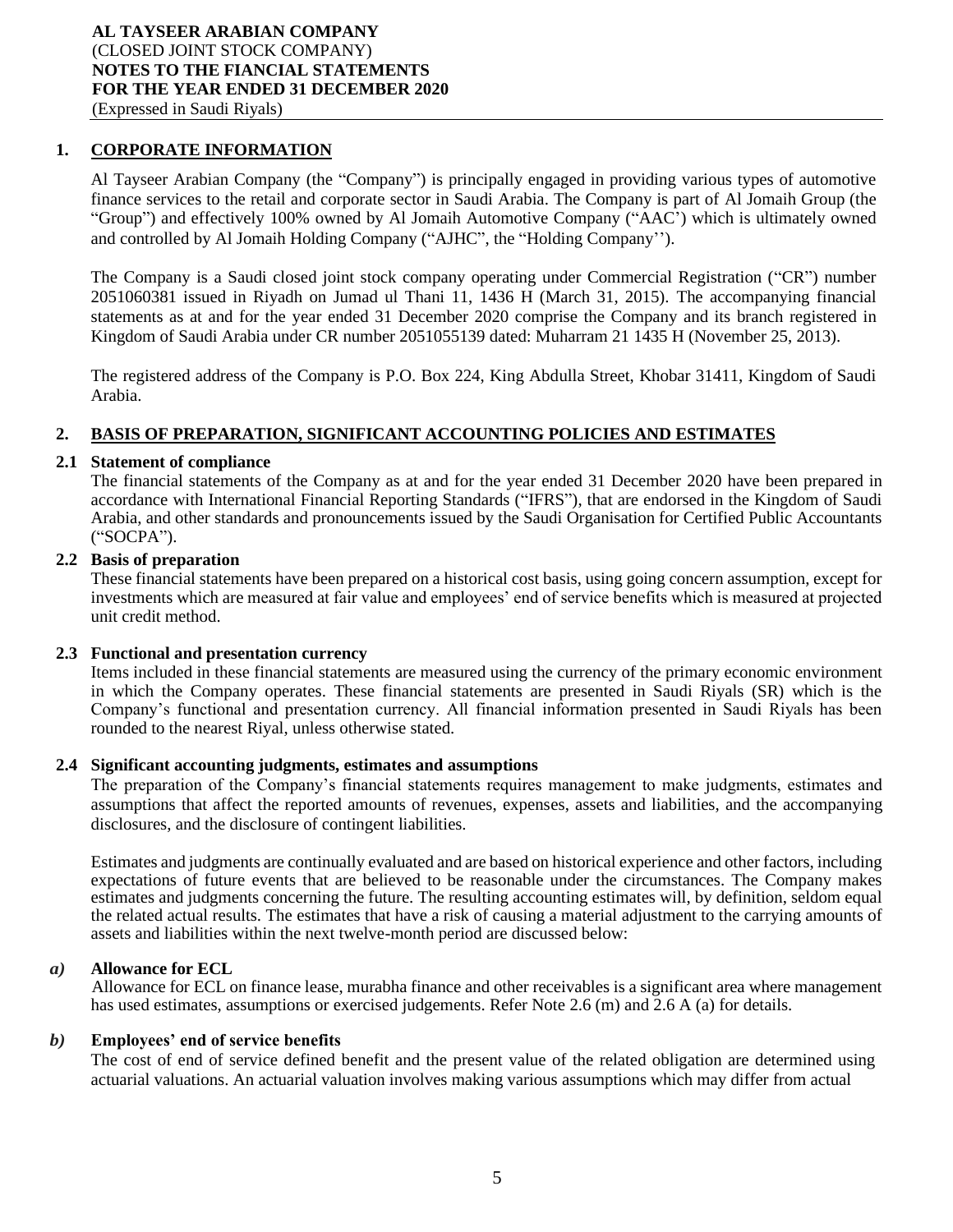## 1. CORPORATE INFORMATION

Al Tayseer Arabian Company (the "Company") is principally engaged in providing various types of automotive finance services to the retail and corporate sector in Saudi Arabia. The Company is part of Al Jomaih Group (the "Group") and effectively 100% owned by Al Jomaih Automotive Company ("AAC') which is ultimately owned and controlled by Al Jomaih Holding Company ("AJHC", the "Holding Company'').

The Company is a Saudi closed joint stock company operating under Commercial Registration ("CR") number 2051060381 issued in Riyadh on Jumad ul Thani 11, 1436 H (March 31, 2015). The accompanying financial statements as at and for the year ended 31 December 2020 comprise the Company and its branch registered in Kingdom of Saudi Arabia under CR number 2051055139 dated: Muharram 21 1435 H (November 25, 2013).

The registered address of the Company is P.O. Box 224, King Abdulla Street, Khobar 31411, Kingdom of Saudi Arabia.

## 2. BASIS OF PREPARATION, SIGNIFICANT ACCOUNTING POLICIES AND ESTIMATES

### 2.1 Statement of compliance

The financial statements of the Company as at and for the year ended 31 December 2020 have been prepared in accordance with International Financial Reporting Standards ("IFRS"), that are endorsed in the Kingdom of Saudi Arabia, and other standards and pronouncements issued by the Saudi Organisation for Certified Public Accountants ("SOCPA").

### 2.2 Basis of preparation

These financial statements have been prepared on a historical cost basis, using going concern assumption, except for investments which are measured at fair value and employees' end of service benefits which is measured at projected unit credit method.

### 2.3 Functional and presentation currency

Items included in these financial statements are measured using the currency of the primary economic environment in which the Company operates. These financial statements are presented in Saudi Riyals (SR) which is the Company's functional and presentation currency. All financial information presented in Saudi Riyals has been rounded to the nearest Riyal, unless otherwise stated.

### 2.4 Significant accounting judgments, estimates and assumptions

The preparation of the Company's financial statements requires management to make judgments, estimates and assumptions that affect the reported amounts of revenues, expenses, assets and liabilities, and the accompanying disclosures, and the disclosure of contingent liabilities.

Estimates and judgments are continually evaluated and are based on historical experience and other factors, including expectations of future events that are believed to be reasonable under the circumstances. The Company makes estimates and judgments concerning the future. The resulting accounting estimates will, by definition, seldom equal the related actual results. The estimates that have a risk of causing a material adjustment to the carrying amounts of assets and liabilities within the next twelve-month period are discussed below:

***a)* Allowance for ECL**

Allowance for ECL on finance lease, murabha finance and other receivables is a significant area where management has used estimates, assumptions or exercised judgements. Refer Note 2.6 (m) and 2.6 A (a) for details.

***b)* Employees' end of service benefits**

The cost of end of service defined benefit and the present value of the related obligation are determined using actuarial valuations. An actuarial valuation involves making various assumptions which may differ from actual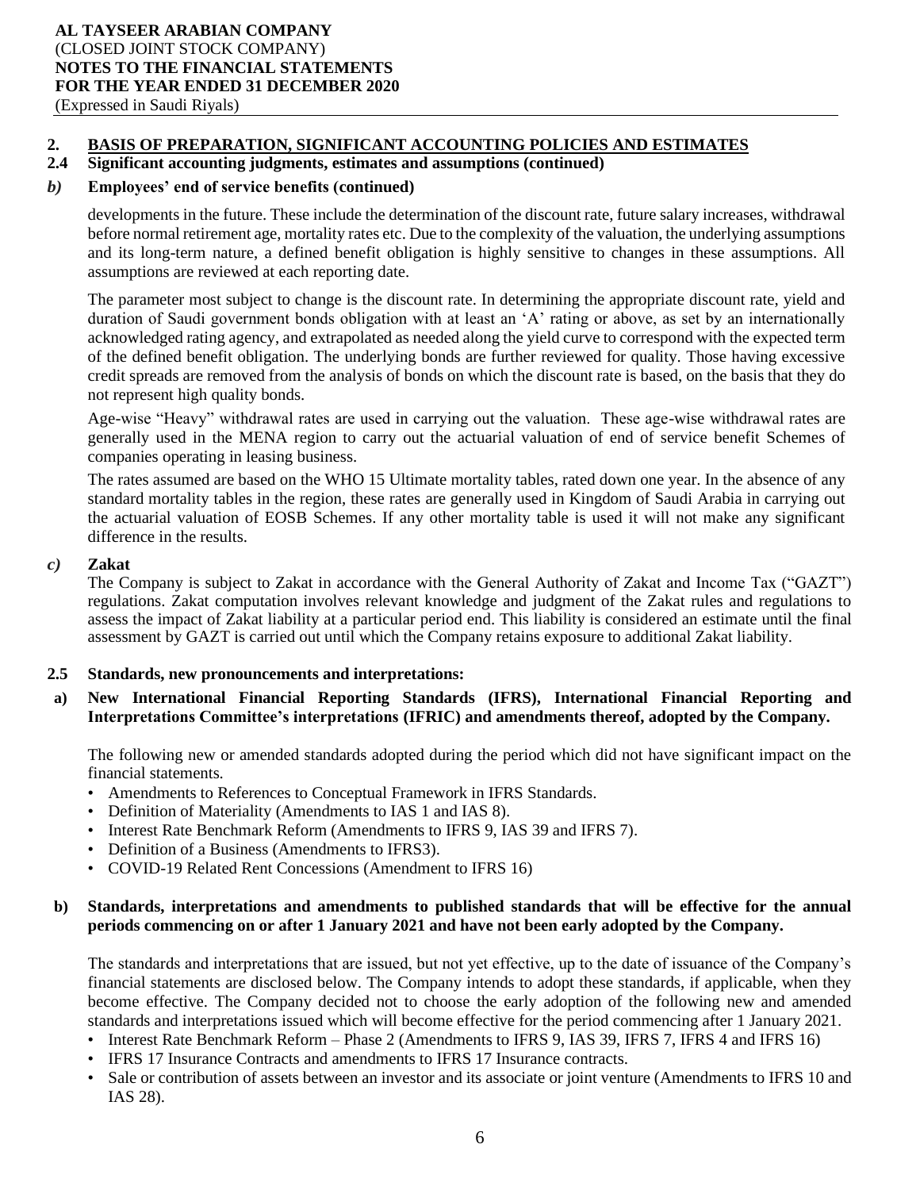## 2. BASIS OF PREPARATION, SIGNIFICANT ACCOUNTING POLICIES AND ESTIMATES

### 2.4 Significant accounting judgments, estimates and assumptions (continued)

#### *b)* Employees' end of service benefits (continued)

developments in the future. These include the determination of the discount rate, future salary increases, withdrawal before normal retirement age, mortality rates etc. Due to the complexity of the valuation, the underlying assumptions and its long-term nature, a defined benefit obligation is highly sensitive to changes in these assumptions. All assumptions are reviewed at each reporting date.

The parameter most subject to change is the discount rate. In determining the appropriate discount rate, yield and duration of Saudi government bonds obligation with at least an 'A' rating or above, as set by an internationally acknowledged rating agency, and extrapolated as needed along the yield curve to correspond with the expected term of the defined benefit obligation. The underlying bonds are further reviewed for quality. Those having excessive credit spreads are removed from the analysis of bonds on which the discount rate is based, on the basis that they do not represent high quality bonds.

Age-wise "Heavy" withdrawal rates are used in carrying out the valuation. These age-wise withdrawal rates are generally used in the MENA region to carry out the actuarial valuation of end of service benefit Schemes of companies operating in leasing business.

The rates assumed are based on the WHO 15 Ultimate mortality tables, rated down one year. In the absence of any standard mortality tables in the region, these rates are generally used in Kingdom of Saudi Arabia in carrying out the actuarial valuation of EOSB Schemes. If any other mortality table is used it will not make any significant difference in the results.

#### *c)* Zakat

The Company is subject to Zakat in accordance with the General Authority of Zakat and Income Tax ("GAZT") regulations. Zakat computation involves relevant knowledge and judgment of the Zakat rules and regulations to assess the impact of Zakat liability at a particular period end. This liability is considered an estimate until the final assessment by GAZT is carried out until which the Company retains exposure to additional Zakat liability.

### 2.5 Standards, new pronouncements and interpretations:

#### a) New International Financial Reporting Standards (IFRS), International Financial Reporting and Interpretations Committee's interpretations (IFRIC) and amendments thereof, adopted by the Company.

The following new or amended standards adopted during the period which did not have significant impact on the financial statements.

- Amendments to References to Conceptual Framework in IFRS Standards.
- Definition of Materiality (Amendments to IAS 1 and IAS 8).
- Interest Rate Benchmark Reform (Amendments to IFRS 9, IAS 39 and IFRS 7).
- Definition of a Business (Amendments to IFRS3).
- COVID-19 Related Rent Concessions (Amendment to IFRS 16)

#### b) Standards, interpretations and amendments to published standards that will be effective for the annual periods commencing on or after 1 January 2021 and have not been early adopted by the Company.

The standards and interpretations that are issued, but not yet effective, up to the date of issuance of the Company's financial statements are disclosed below. The Company intends to adopt these standards, if applicable, when they become effective. The Company decided not to choose the early adoption of the following new and amended standards and interpretations issued which will become effective for the period commencing after 1 January 2021.

- Interest Rate Benchmark Reform – Phase 2 (Amendments to IFRS 9, IAS 39, IFRS 7, IFRS 4 and IFRS 16)
- IFRS 17 Insurance Contracts and amendments to IFRS 17 Insurance contracts.
- Sale or contribution of assets between an investor and its associate or joint venture (Amendments to IFRS 10 and IAS 28).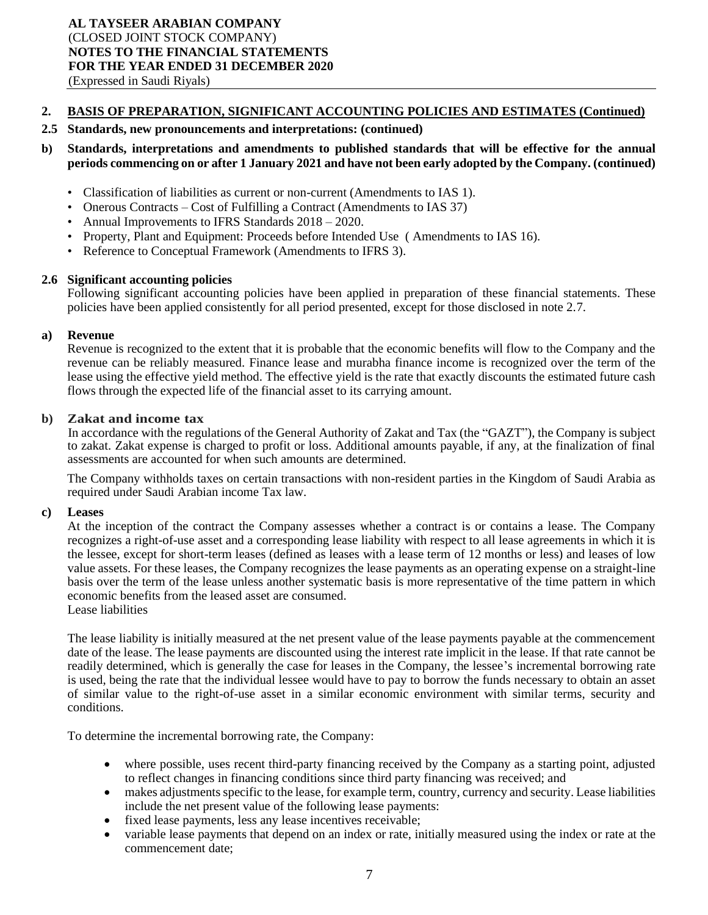## 2. BASIS OF PREPARATION, SIGNIFICANT ACCOUNTING POLICIES AND ESTIMATES (Continued)

### 2.5 Standards, new pronouncements and interpretations: (continued)

**b) Standards, interpretations and amendments to published standards that will be effective for the annual periods commencing on or after 1 January 2021 and have not been early adopted by the Company. (continued)**

- Classification of liabilities as current or non-current (Amendments to IAS 1).
- Onerous Contracts – Cost of Fulfilling a Contract (Amendments to IAS 37)
- Annual Improvements to IFRS Standards 2018 – 2020.
- Property, Plant and Equipment: Proceeds before Intended Use ( Amendments to IAS 16).
- Reference to Conceptual Framework (Amendments to IFRS 3).

### 2.6 Significant accounting policies

Following significant accounting policies have been applied in preparation of these financial statements. These policies have been applied consistently for all period presented, except for those disclosed in note 2.7.

**a) Revenue**

Revenue is recognized to the extent that it is probable that the economic benefits will flow to the Company and the revenue can be reliably measured. Finance lease and murabha finance income is recognized over the term of the lease using the effective yield method. The effective yield is the rate that exactly discounts the estimated future cash flows through the expected life of the financial asset to its carrying amount.

**b) Zakat and income tax**

In accordance with the regulations of the General Authority of Zakat and Tax (the "GAZT"), the Company is subject to zakat. Zakat expense is charged to profit or loss. Additional amounts payable, if any, at the finalization of final assessments are accounted for when such amounts are determined.

The Company withholds taxes on certain transactions with non-resident parties in the Kingdom of Saudi Arabia as required under Saudi Arabian income Tax law.

**c) Leases**

At the inception of the contract the Company assesses whether a contract is or contains a lease. The Company recognizes a right-of-use asset and a corresponding lease liability with respect to all lease agreements in which it is the lessee, except for short-term leases (defined as leases with a lease term of 12 months or less) and leases of low value assets. For these leases, the Company recognizes the lease payments as an operating expense on a straight-line basis over the term of the lease unless another systematic basis is more representative of the time pattern in which economic benefits from the leased asset are consumed.

Lease liabilities

The lease liability is initially measured at the net present value of the lease payments payable at the commencement date of the lease. The lease payments are discounted using the interest rate implicit in the lease. If that rate cannot be readily determined, which is generally the case for leases in the Company, the lessee's incremental borrowing rate is used, being the rate that the individual lessee would have to pay to borrow the funds necessary to obtain an asset of similar value to the right-of-use asset in a similar economic environment with similar terms, security and conditions.

To determine the incremental borrowing rate, the Company:

- where possible, uses recent third-party financing received by the Company as a starting point, adjusted to reflect changes in financing conditions since third party financing was received; and
- makes adjustments specific to the lease, for example term, country, currency and security. Lease liabilities include the net present value of the following lease payments:
- fixed lease payments, less any lease incentives receivable;
- variable lease payments that depend on an index or rate, initially measured using the index or rate at the commencement date;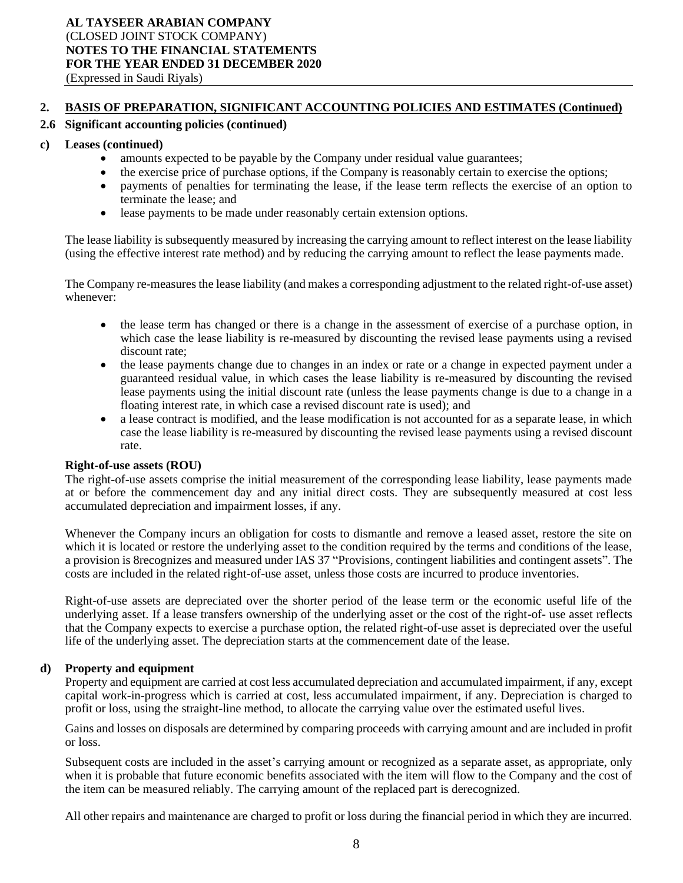## 2. BASIS OF PREPARATION, SIGNIFICANT ACCOUNTING POLICIES AND ESTIMATES (Continued)

### 2.6 Significant accounting policies (continued)

#### c) Leases (continued)

- amounts expected to be payable by the Company under residual value guarantees;
- the exercise price of purchase options, if the Company is reasonably certain to exercise the options;
- payments of penalties for terminating the lease, if the lease term reflects the exercise of an option to terminate the lease; and
- lease payments to be made under reasonably certain extension options.

The lease liability is subsequently measured by increasing the carrying amount to reflect interest on the lease liability (using the effective interest rate method) and by reducing the carrying amount to reflect the lease payments made.

The Company re-measures the lease liability (and makes a corresponding adjustment to the related right-of-use asset) whenever:

- the lease term has changed or there is a change in the assessment of exercise of a purchase option, in which case the lease liability is re-measured by discounting the revised lease payments using a revised discount rate;
- the lease payments change due to changes in an index or rate or a change in expected payment under a guaranteed residual value, in which cases the lease liability is re-measured by discounting the revised lease payments using the initial discount rate (unless the lease payments change is due to a change in a floating interest rate, in which case a revised discount rate is used); and
- a lease contract is modified, and the lease modification is not accounted for as a separate lease, in which case the lease liability is re-measured by discounting the revised lease payments using a revised discount rate.

**Right-of-use assets (ROU)**

The right-of-use assets comprise the initial measurement of the corresponding lease liability, lease payments made at or before the commencement day and any initial direct costs. They are subsequently measured at cost less accumulated depreciation and impairment losses, if any.

Whenever the Company incurs an obligation for costs to dismantle and remove a leased asset, restore the site on which it is located or restore the underlying asset to the condition required by the terms and conditions of the lease, a provision is 8recognizes and measured under IAS 37 "Provisions, contingent liabilities and contingent assets". The costs are included in the related right-of-use asset, unless those costs are incurred to produce inventories.

Right-of-use assets are depreciated over the shorter period of the lease term or the economic useful life of the underlying asset. If a lease transfers ownership of the underlying asset or the cost of the right-of- use asset reflects that the Company expects to exercise a purchase option, the related right-of-use asset is depreciated over the useful life of the underlying asset. The depreciation starts at the commencement date of the lease.

#### d) Property and equipment

Property and equipment are carried at cost less accumulated depreciation and accumulated impairment, if any, except capital work-in-progress which is carried at cost, less accumulated impairment, if any. Depreciation is charged to profit or loss, using the straight-line method, to allocate the carrying value over the estimated useful lives.

Gains and losses on disposals are determined by comparing proceeds with carrying amount and are included in profit or loss.

Subsequent costs are included in the asset's carrying amount or recognized as a separate asset, as appropriate, only when it is probable that future economic benefits associated with the item will flow to the Company and the cost of the item can be measured reliably. The carrying amount of the replaced part is derecognized.

All other repairs and maintenance are charged to profit or loss during the financial period in which they are incurred.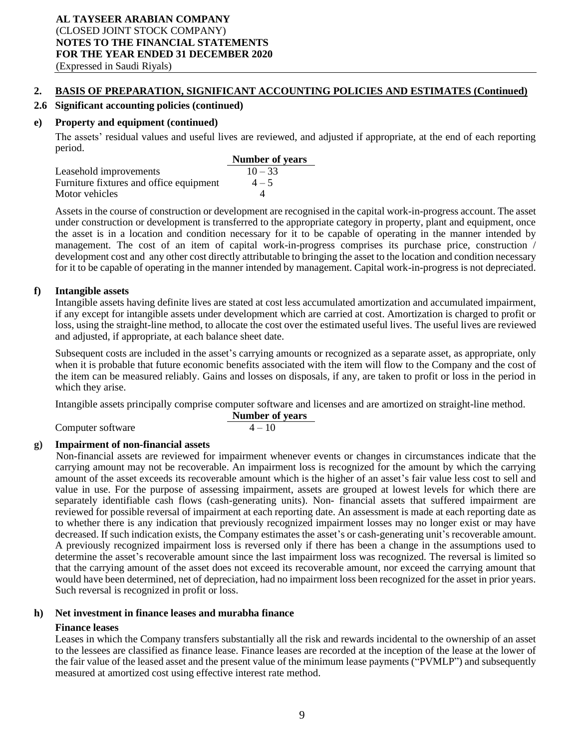## 2. BASIS OF PREPARATION, SIGNIFICANT ACCOUNTING POLICIES AND ESTIMATES (Continued)

### 2.6 Significant accounting policies (continued)

#### e) Property and equipment (continued)

The assets' residual values and useful lives are reviewed, and adjusted if appropriate, at the end of each reporting period.

| | Number of years |
|---|---|
| Leasehold improvements | 10 – 33 |
| Furniture fixtures and office equipment | 4 – 5 |
| Motor vehicles | 4 |

Assets in the course of construction or development are recognised in the capital work-in-progress account. The asset under construction or development is transferred to the appropriate category in property, plant and equipment, once the asset is in a location and condition necessary for it to be capable of operating in the manner intended by management. The cost of an item of capital work-in-progress comprises its purchase price, construction / development cost and any other cost directly attributable to bringing the asset to the location and condition necessary for it to be capable of operating in the manner intended by management. Capital work-in-progress is not depreciated.

#### f) Intangible assets

Intangible assets having definite lives are stated at cost less accumulated amortization and accumulated impairment, if any except for intangible assets under development which are carried at cost. Amortization is charged to profit or loss, using the straight-line method, to allocate the cost over the estimated useful lives. The useful lives are reviewed and adjusted, if appropriate, at each balance sheet date.

Subsequent costs are included in the asset's carrying amounts or recognized as a separate asset, as appropriate, only when it is probable that future economic benefits associated with the item will flow to the Company and the cost of the item can be measured reliably. Gains and losses on disposals, if any, are taken to profit or loss in the period in which they arise.

Intangible assets principally comprise computer software and licenses and are amortized on straight-line method.

| | Number of years |
|---|---|
| Computer software | 4 – 10 |

#### g) Impairment of non-financial assets

Non-financial assets are reviewed for impairment whenever events or changes in circumstances indicate that the carrying amount may not be recoverable. An impairment loss is recognized for the amount by which the carrying amount of the asset exceeds its recoverable amount which is the higher of an asset's fair value less cost to sell and value in use. For the purpose of assessing impairment, assets are grouped at lowest levels for which there are separately identifiable cash flows (cash-generating units). Non- financial assets that suffered impairment are reviewed for possible reversal of impairment at each reporting date. An assessment is made at each reporting date as to whether there is any indication that previously recognized impairment losses may no longer exist or may have decreased. If such indication exists, the Company estimates the asset's or cash-generating unit's recoverable amount. A previously recognized impairment loss is reversed only if there has been a change in the assumptions used to determine the asset's recoverable amount since the last impairment loss was recognized. The reversal is limited so that the carrying amount of the asset does not exceed its recoverable amount, nor exceed the carrying amount that would have been determined, net of depreciation, had no impairment loss been recognized for the asset in prior years. Such reversal is recognized in profit or loss.

#### h) Net investment in finance leases and murabha finance

**Finance leases**

Leases in which the Company transfers substantially all the risk and rewards incidental to the ownership of an asset to the lessees are classified as finance lease. Finance leases are recorded at the inception of the lease at the lower of the fair value of the leased asset and the present value of the minimum lease payments ("PVMLP") and subsequently measured at amortized cost using effective interest rate method.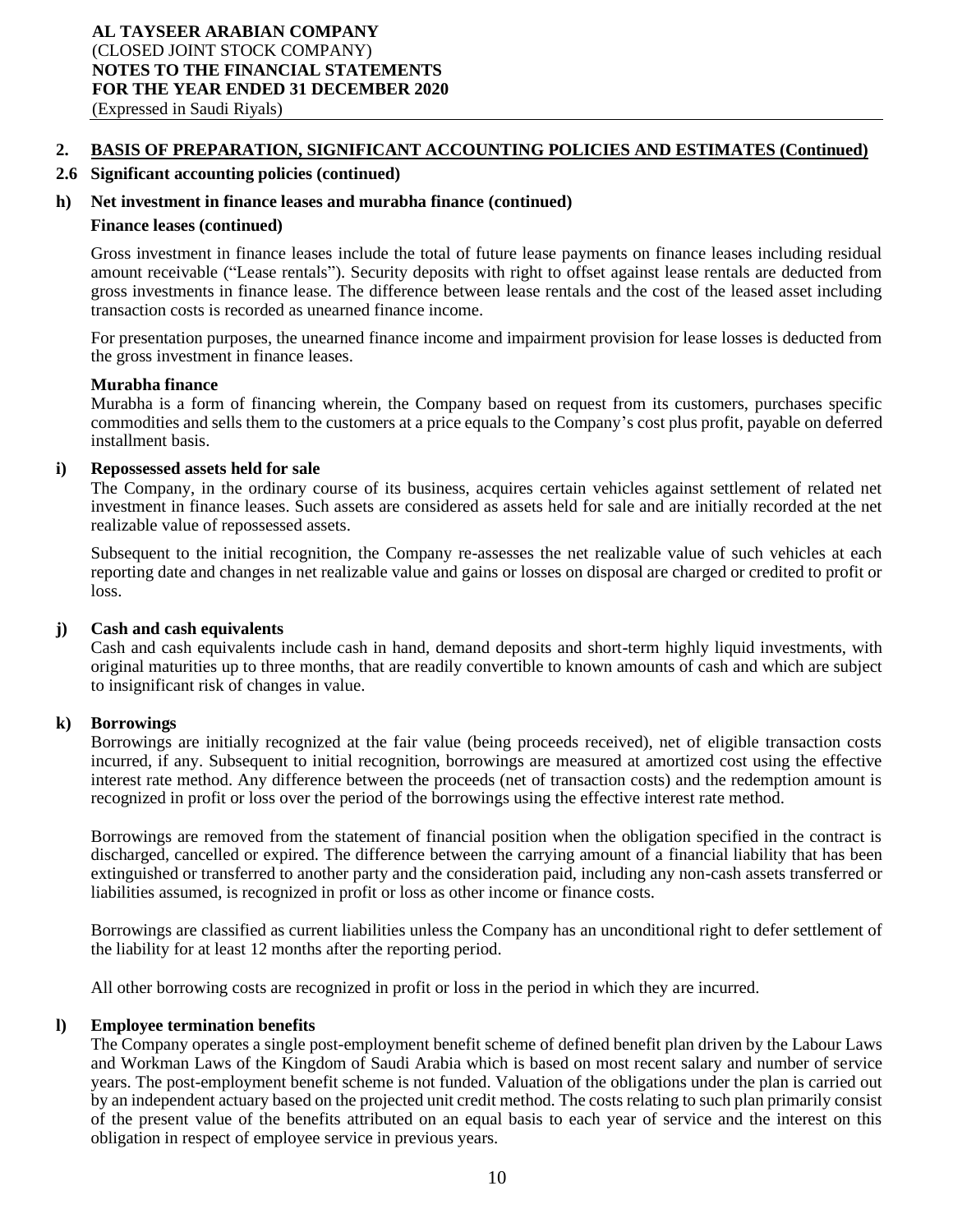## 2. BASIS OF PREPARATION, SIGNIFICANT ACCOUNTING POLICIES AND ESTIMATES (Continued)

### 2.6 Significant accounting policies (continued)

#### h) Net investment in finance leases and murabha finance (continued)

**Finance leases (continued)**

Gross investment in finance leases include the total of future lease payments on finance leases including residual amount receivable ("Lease rentals"). Security deposits with right to offset against lease rentals are deducted from gross investments in finance lease. The difference between lease rentals and the cost of the leased asset including transaction costs is recorded as unearned finance income.

For presentation purposes, the unearned finance income and impairment provision for lease losses is deducted from the gross investment in finance leases.

**Murabha finance**

Murabha is a form of financing wherein, the Company based on request from its customers, purchases specific commodities and sells them to the customers at a price equals to the Company's cost plus profit, payable on deferred installment basis.

#### i) Repossessed assets held for sale

The Company, in the ordinary course of its business, acquires certain vehicles against settlement of related net investment in finance leases. Such assets are considered as assets held for sale and are initially recorded at the net realizable value of repossessed assets.

Subsequent to the initial recognition, the Company re-assesses the net realizable value of such vehicles at each reporting date and changes in net realizable value and gains or losses on disposal are charged or credited to profit or loss.

#### j) Cash and cash equivalents

Cash and cash equivalents include cash in hand, demand deposits and short-term highly liquid investments, with original maturities up to three months, that are readily convertible to known amounts of cash and which are subject to insignificant risk of changes in value.

#### k) Borrowings

Borrowings are initially recognized at the fair value (being proceeds received), net of eligible transaction costs incurred, if any. Subsequent to initial recognition, borrowings are measured at amortized cost using the effective interest rate method. Any difference between the proceeds (net of transaction costs) and the redemption amount is recognized in profit or loss over the period of the borrowings using the effective interest rate method.

Borrowings are removed from the statement of financial position when the obligation specified in the contract is discharged, cancelled or expired. The difference between the carrying amount of a financial liability that has been extinguished or transferred to another party and the consideration paid, including any non-cash assets transferred or liabilities assumed, is recognized in profit or loss as other income or finance costs.

Borrowings are classified as current liabilities unless the Company has an unconditional right to defer settlement of the liability for at least 12 months after the reporting period.

All other borrowing costs are recognized in profit or loss in the period in which they are incurred.

#### l) Employee termination benefits

The Company operates a single post-employment benefit scheme of defined benefit plan driven by the Labour Laws and Workman Laws of the Kingdom of Saudi Arabia which is based on most recent salary and number of service years. The post-employment benefit scheme is not funded. Valuation of the obligations under the plan is carried out by an independent actuary based on the projected unit credit method. The costs relating to such plan primarily consist of the present value of the benefits attributed on an equal basis to each year of service and the interest on this obligation in respect of employee service in previous years.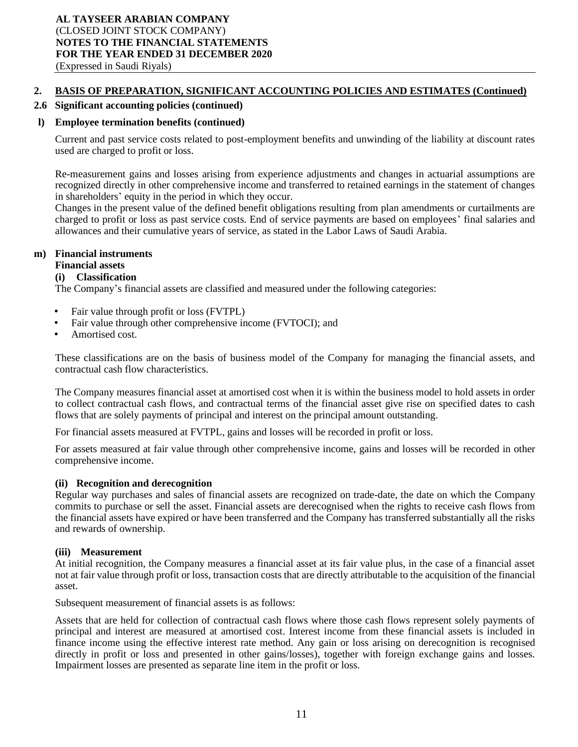## 2. BASIS OF PREPARATION, SIGNIFICANT ACCOUNTING POLICIES AND ESTIMATES (Continued)

### 2.6 Significant accounting policies (continued)

#### l) Employee termination benefits (continued)

Current and past service costs related to post-employment benefits and unwinding of the liability at discount rates used are charged to profit or loss.

Re-measurement gains and losses arising from experience adjustments and changes in actuarial assumptions are recognized directly in other comprehensive income and transferred to retained earnings in the statement of changes in shareholders' equity in the period in which they occur.

Changes in the present value of the defined benefit obligations resulting from plan amendments or curtailments are charged to profit or loss as past service costs. End of service payments are based on employees' final salaries and allowances and their cumulative years of service, as stated in the Labor Laws of Saudi Arabia.

#### m) Financial instruments

**Financial assets**

**(i) Classification**

The Company's financial assets are classified and measured under the following categories:

- Fair value through profit or loss (FVTPL)
- Fair value through other comprehensive income (FVTOCI); and
- Amortised cost.

These classifications are on the basis of business model of the Company for managing the financial assets, and contractual cash flow characteristics.

The Company measures financial asset at amortised cost when it is within the business model to hold assets in order to collect contractual cash flows, and contractual terms of the financial asset give rise on specified dates to cash flows that are solely payments of principal and interest on the principal amount outstanding.

For financial assets measured at FVTPL, gains and losses will be recorded in profit or loss.

For assets measured at fair value through other comprehensive income, gains and losses will be recorded in other comprehensive income.

**(ii) Recognition and derecognition**

Regular way purchases and sales of financial assets are recognized on trade-date, the date on which the Company commits to purchase or sell the asset. Financial assets are derecognised when the rights to receive cash flows from the financial assets have expired or have been transferred and the Company has transferred substantially all the risks and rewards of ownership.

**(iii) Measurement**

At initial recognition, the Company measures a financial asset at its fair value plus, in the case of a financial asset not at fair value through profit or loss, transaction costs that are directly attributable to the acquisition of the financial asset.

Subsequent measurement of financial assets is as follows:

Assets that are held for collection of contractual cash flows where those cash flows represent solely payments of principal and interest are measured at amortised cost. Interest income from these financial assets is included in finance income using the effective interest rate method. Any gain or loss arising on derecognition is recognised directly in profit or loss and presented in other gains/losses), together with foreign exchange gains and losses. Impairment losses are presented as separate line item in the profit or loss.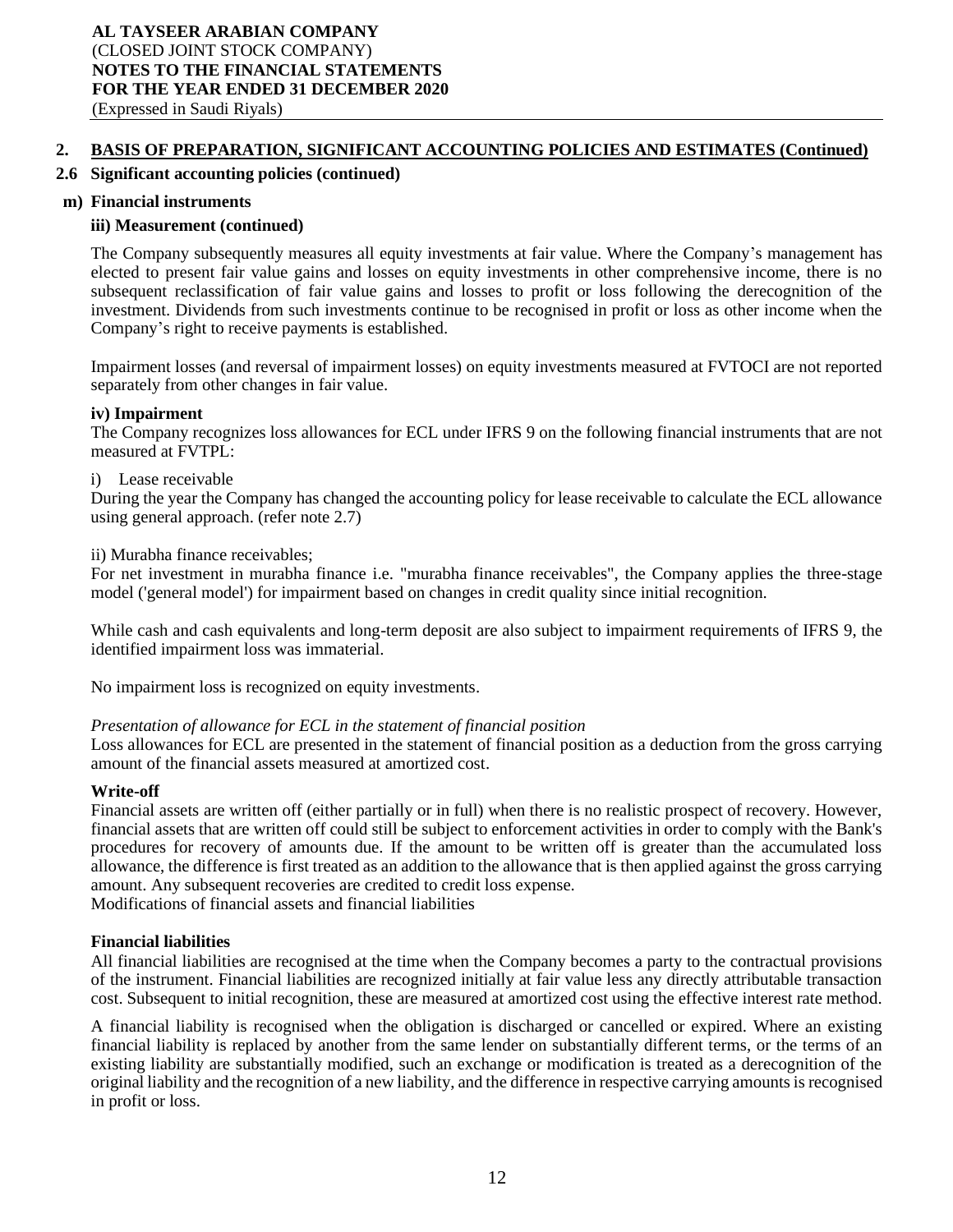## 2. BASIS OF PREPARATION, SIGNIFICANT ACCOUNTING POLICIES AND ESTIMATES (Continued)

### 2.6 Significant accounting policies (continued)

#### m) Financial instruments

**iii) Measurement (continued)**

The Company subsequently measures all equity investments at fair value. Where the Company's management has elected to present fair value gains and losses on equity investments in other comprehensive income, there is no subsequent reclassification of fair value gains and losses to profit or loss following the derecognition of the investment. Dividends from such investments continue to be recognised in profit or loss as other income when the Company's right to receive payments is established.

Impairment losses (and reversal of impairment losses) on equity investments measured at FVTOCI are not reported separately from other changes in fair value.

**iv) Impairment**

The Company recognizes loss allowances for ECL under IFRS 9 on the following financial instruments that are not measured at FVTPL:

i) Lease receivable

During the year the Company has changed the accounting policy for lease receivable to calculate the ECL allowance using general approach. (refer note 2.7)

ii) Murabha finance receivables;

For net investment in murabha finance i.e. "murabha finance receivables", the Company applies the three-stage model ('general model') for impairment based on changes in credit quality since initial recognition.

While cash and cash equivalents and long-term deposit are also subject to impairment requirements of IFRS 9, the identified impairment loss was immaterial.

No impairment loss is recognized on equity investments.

*Presentation of allowance for ECL in the statement of financial position*

Loss allowances for ECL are presented in the statement of financial position as a deduction from the gross carrying amount of the financial assets measured at amortized cost.

**Write-off**

Financial assets are written off (either partially or in full) when there is no realistic prospect of recovery. However, financial assets that are written off could still be subject to enforcement activities in order to comply with the Bank's procedures for recovery of amounts due. If the amount to be written off is greater than the accumulated loss allowance, the difference is first treated as an addition to the allowance that is then applied against the gross carrying amount. Any subsequent recoveries are credited to credit loss expense.
Modifications of financial assets and financial liabilities

**Financial liabilities**

All financial liabilities are recognised at the time when the Company becomes a party to the contractual provisions of the instrument. Financial liabilities are recognized initially at fair value less any directly attributable transaction cost. Subsequent to initial recognition, these are measured at amortized cost using the effective interest rate method.

A financial liability is recognised when the obligation is discharged or cancelled or expired. Where an existing financial liability is replaced by another from the same lender on substantially different terms, or the terms of an existing liability are substantially modified, such an exchange or modification is treated as a derecognition of the original liability and the recognition of a new liability, and the difference in respective carrying amounts is recognised in profit or loss.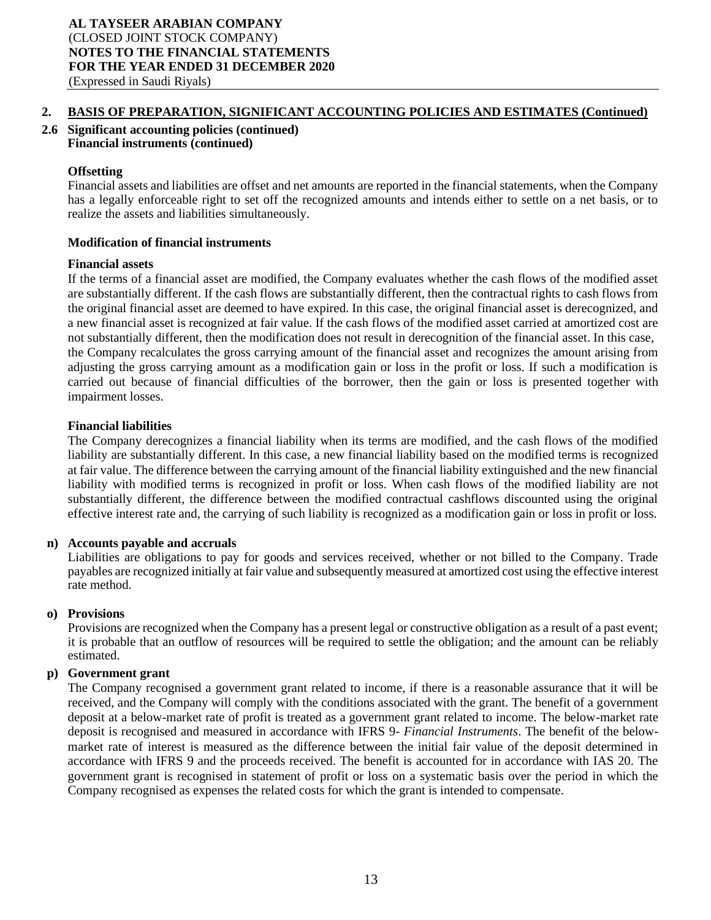## 2. BASIS OF PREPARATION, SIGNIFICANT ACCOUNTING POLICIES AND ESTIMATES (Continued)

### 2.6 Significant accounting policies (continued)

**Financial instruments (continued)**

**Offsetting**

Financial assets and liabilities are offset and net amounts are reported in the financial statements, when the Company has a legally enforceable right to set off the recognized amounts and intends either to settle on a net basis, or to realize the assets and liabilities simultaneously.

**Modification of financial instruments**

**Financial assets**

If the terms of a financial asset are modified, the Company evaluates whether the cash flows of the modified asset are substantially different. If the cash flows are substantially different, then the contractual rights to cash flows from the original financial asset are deemed to have expired. In this case, the original financial asset is derecognized, and a new financial asset is recognized at fair value. If the cash flows of the modified asset carried at amortized cost are not substantially different, then the modification does not result in derecognition of the financial asset. In this case, the Company recalculates the gross carrying amount of the financial asset and recognizes the amount arising from adjusting the gross carrying amount as a modification gain or loss in the profit or loss. If such a modification is carried out because of financial difficulties of the borrower, then the gain or loss is presented together with impairment losses.

**Financial liabilities**

The Company derecognizes a financial liability when its terms are modified, and the cash flows of the modified liability are substantially different. In this case, a new financial liability based on the modified terms is recognized at fair value. The difference between the carrying amount of the financial liability extinguished and the new financial liability with modified terms is recognized in profit or loss. When cash flows of the modified liability are not substantially different, the difference between the modified contractual cashflows discounted using the original effective interest rate and, the carrying of such liability is recognized as a modification gain or loss in profit or loss.

**n) Accounts payable and accruals**

Liabilities are obligations to pay for goods and services received, whether or not billed to the Company. Trade payables are recognized initially at fair value and subsequently measured at amortized cost using the effective interest rate method.

**o) Provisions**

Provisions are recognized when the Company has a present legal or constructive obligation as a result of a past event; it is probable that an outflow of resources will be required to settle the obligation; and the amount can be reliably estimated.

**p) Government grant**

The Company recognised a government grant related to income, if there is a reasonable assurance that it will be received, and the Company will comply with the conditions associated with the grant. The benefit of a government deposit at a below-market rate of profit is treated as a government grant related to income. The below-market rate deposit is recognised and measured in accordance with IFRS 9- *Financial Instruments*. The benefit of the below-market rate of interest is measured as the difference between the initial fair value of the deposit determined in accordance with IFRS 9 and the proceeds received. The benefit is accounted for in accordance with IAS 20. The government grant is recognised in statement of profit or loss on a systematic basis over the period in which the Company recognised as expenses the related costs for which the grant is intended to compensate.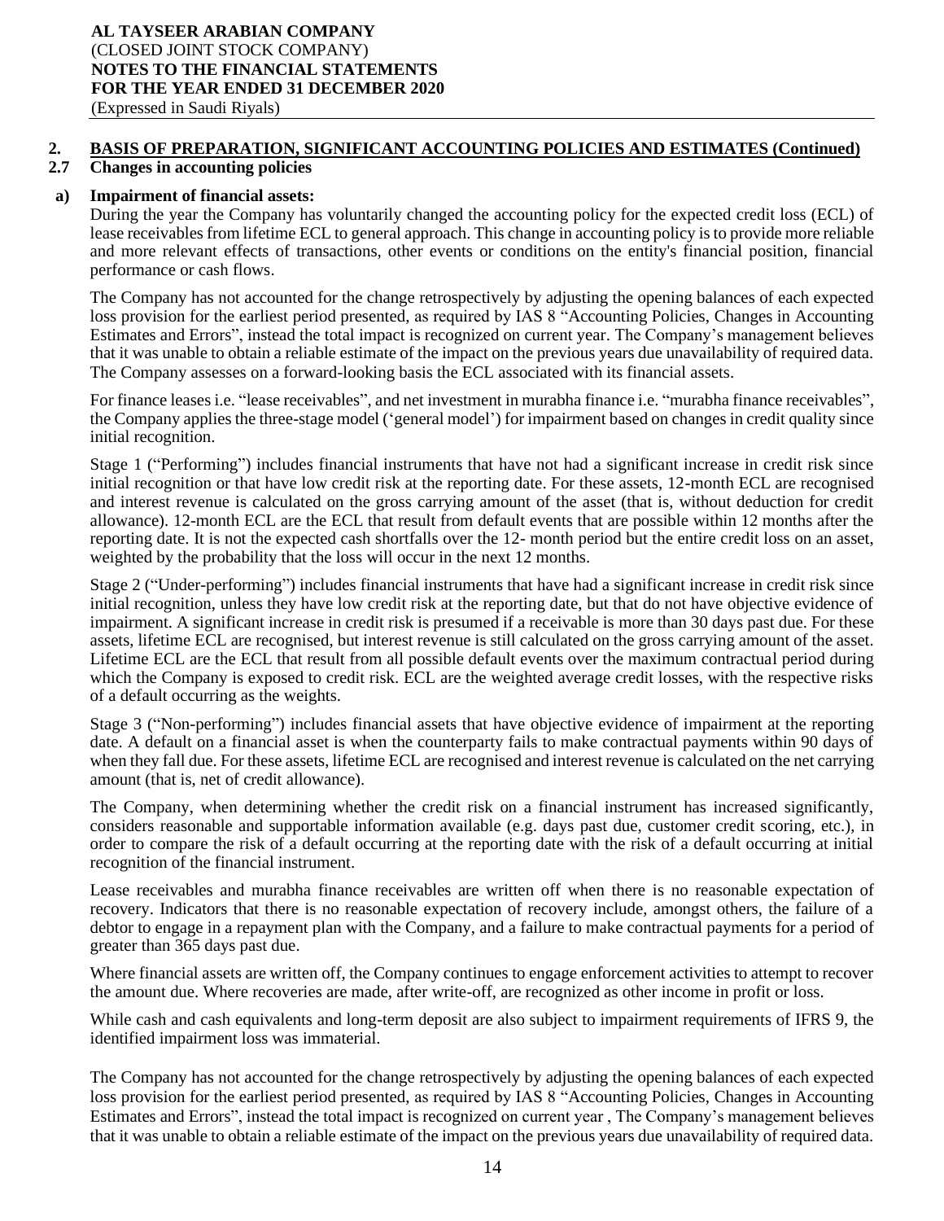## 2. BASIS OF PREPARATION, SIGNIFICANT ACCOUNTING POLICIES AND ESTIMATES (Continued)

### 2.7 Changes in accounting policies

**a) Impairment of financial assets:**

During the year the Company has voluntarily changed the accounting policy for the expected credit loss (ECL) of lease receivables from lifetime ECL to general approach. This change in accounting policy is to provide more reliable and more relevant effects of transactions, other events or conditions on the entity's financial position, financial performance or cash flows.

The Company has not accounted for the change retrospectively by adjusting the opening balances of each expected loss provision for the earliest period presented, as required by IAS 8 "Accounting Policies, Changes in Accounting Estimates and Errors", instead the total impact is recognized on current year. The Company's management believes that it was unable to obtain a reliable estimate of the impact on the previous years due unavailability of required data. The Company assesses on a forward-looking basis the ECL associated with its financial assets.

For finance leases i.e. "lease receivables", and net investment in murabha finance i.e. "murabha finance receivables", the Company applies the three-stage model ('general model') for impairment based on changes in credit quality since initial recognition.

Stage 1 ("Performing") includes financial instruments that have not had a significant increase in credit risk since initial recognition or that have low credit risk at the reporting date. For these assets, 12-month ECL are recognised and interest revenue is calculated on the gross carrying amount of the asset (that is, without deduction for credit allowance). 12-month ECL are the ECL that result from default events that are possible within 12 months after the reporting date. It is not the expected cash shortfalls over the 12- month period but the entire credit loss on an asset, weighted by the probability that the loss will occur in the next 12 months.

Stage 2 ("Under-performing") includes financial instruments that have had a significant increase in credit risk since initial recognition, unless they have low credit risk at the reporting date, but that do not have objective evidence of impairment. A significant increase in credit risk is presumed if a receivable is more than 30 days past due. For these assets, lifetime ECL are recognised, but interest revenue is still calculated on the gross carrying amount of the asset. Lifetime ECL are the ECL that result from all possible default events over the maximum contractual period during which the Company is exposed to credit risk. ECL are the weighted average credit losses, with the respective risks of a default occurring as the weights.

Stage 3 ("Non-performing") includes financial assets that have objective evidence of impairment at the reporting date. A default on a financial asset is when the counterparty fails to make contractual payments within 90 days of when they fall due. For these assets, lifetime ECL are recognised and interest revenue is calculated on the net carrying amount (that is, net of credit allowance).

The Company, when determining whether the credit risk on a financial instrument has increased significantly, considers reasonable and supportable information available (e.g. days past due, customer credit scoring, etc.), in order to compare the risk of a default occurring at the reporting date with the risk of a default occurring at initial recognition of the financial instrument.

Lease receivables and murabha finance receivables are written off when there is no reasonable expectation of recovery. Indicators that there is no reasonable expectation of recovery include, amongst others, the failure of a debtor to engage in a repayment plan with the Company, and a failure to make contractual payments for a period of greater than 365 days past due.

Where financial assets are written off, the Company continues to engage enforcement activities to attempt to recover the amount due. Where recoveries are made, after write-off, are recognized as other income in profit or loss.

While cash and cash equivalents and long-term deposit are also subject to impairment requirements of IFRS 9, the identified impairment loss was immaterial.

The Company has not accounted for the change retrospectively by adjusting the opening balances of each expected loss provision for the earliest period presented, as required by IAS 8 "Accounting Policies, Changes in Accounting Estimates and Errors", instead the total impact is recognized on current year , The Company's management believes that it was unable to obtain a reliable estimate of the impact on the previous years due unavailability of required data.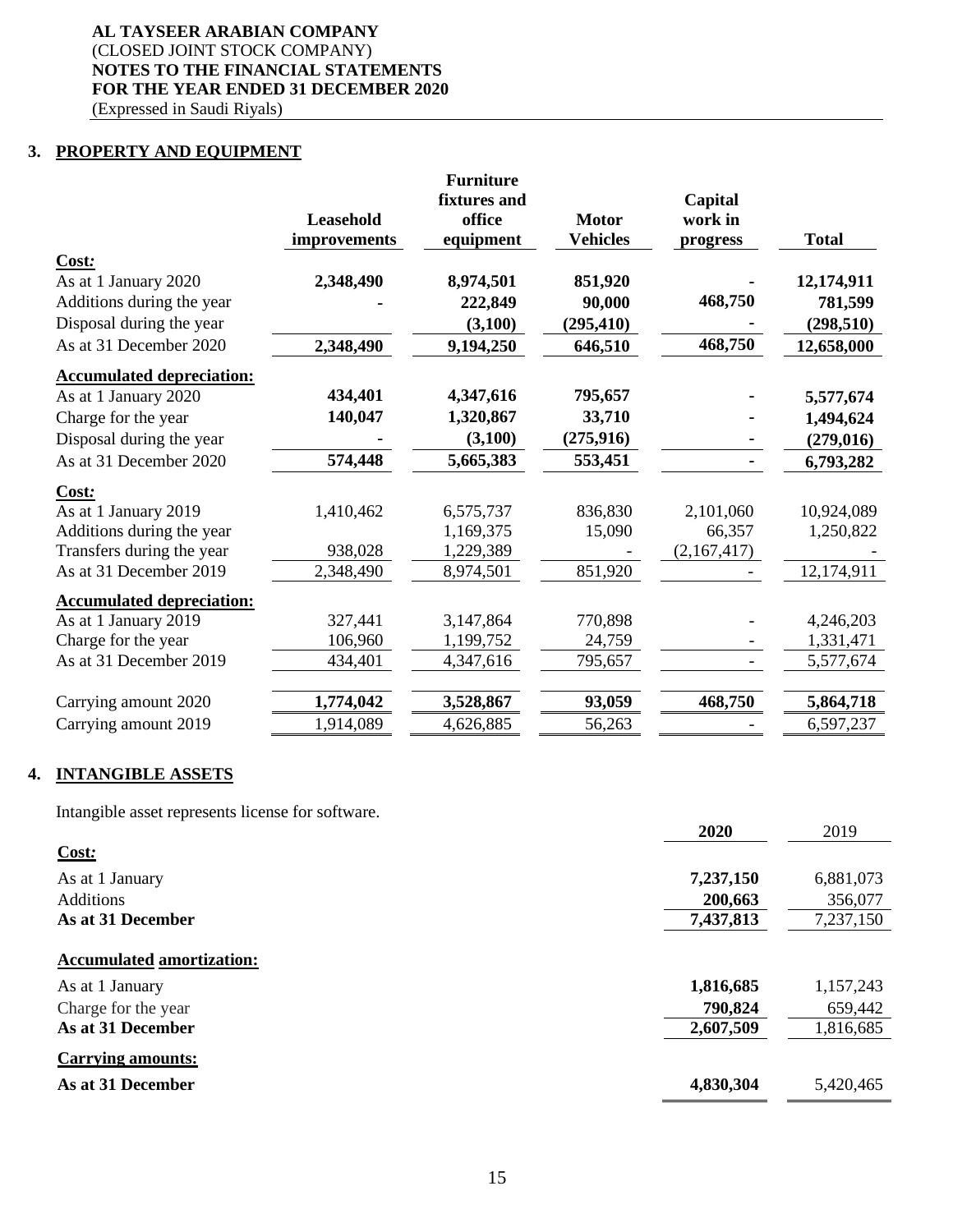**AL TAYSEER ARABIAN COMPANY**
(CLOSED JOINT STOCK COMPANY)
**NOTES TO THE FINANCIAL STATEMENTS**
**FOR THE YEAR ENDED 31 DECEMBER 2020**
(Expressed in Saudi Riyals)

## 3. PROPERTY AND EQUIPMENT

| | Leasehold improvements | Furniture fixtures and office equipment | Motor Vehicles | Capital work in progress | Total |
|---|---|---|---|---|---|
| **Cost:** | | | | | |
| As at 1 January 2020 | **2,348,490** | **8,974,501** | **851,920** | **-** | **12,174,911** |
| Additions during the year | **-** | **222,849** | **90,000** | **468,750** | **781,599** |
| Disposal during the year | | **(3,100)** | **(295,410)** | **-** | **(298,510)** |
| As at 31 December 2020 | **2,348,490** | **9,194,250** | **646,510** | **468,750** | **12,658,000** |
| **Accumulated depreciation:** | | | | | |
| As at 1 January 2020 | **434,401** | **4,347,616** | **795,657** | **-** | **5,577,674** |
| Charge for the year | **140,047** | **1,320,867** | **33,710** | **-** | **1,494,624** |
| Disposal during the year | **-** | **(3,100)** | **(275,916)** | **-** | **(279,016)** |
| As at 31 December 2020 | **574,448** | **5,665,383** | **553,451** | **-** | **6,793,282** |
| **Cost:** | | | | | |
| As at 1 January 2019 | 1,410,462 | 6,575,737 | 836,830 | 2,101,060 | 10,924,089 |
| Additions during the year | | 1,169,375 | 15,090 | 66,357 | 1,250,822 |
| Transfers during the year | 938,028 | 1,229,389 | - | (2,167,417) | - |
| As at 31 December 2019 | 2,348,490 | 8,974,501 | 851,920 | - | 12,174,911 |
| **Accumulated depreciation:** | | | | | |
| As at 1 January 2019 | 327,441 | 3,147,864 | 770,898 | - | 4,246,203 |
| Charge for the year | 106,960 | 1,199,752 | 24,759 | - | 1,331,471 |
| As at 31 December 2019 | 434,401 | 4,347,616 | 795,657 | - | 5,577,674 |
| Carrying amount 2020 | **1,774,042** | **3,528,867** | **93,059** | **468,750** | **5,864,718** |
| Carrying amount 2019 | 1,914,089 | 4,626,885 | 56,263 | - | 6,597,237 |

## 4. INTANGIBLE ASSETS

Intangible asset represents license for software.

| | 2020 | 2019 |
|---|---|---|
| **Cost:** | | |
| As at 1 January | **7,237,150** | 6,881,073 |
| Additions | **200,663** | 356,077 |
| **As at 31 December** | **7,437,813** | 7,237,150 |
| **Accumulated amortization:** | | |
| As at 1 January | **1,816,685** | 1,157,243 |
| Charge for the year | **790,824** | 659,442 |
| **As at 31 December** | **2,607,509** | 1,816,685 |
| **Carrying amounts:** | | |
| **As at 31 December** | **4,830,304** | 5,420,465 |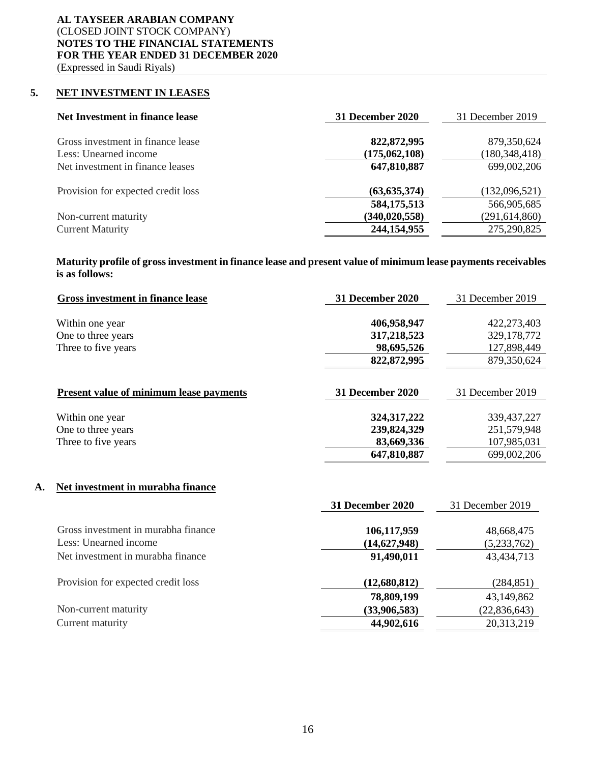## 5. NET INVESTMENT IN LEASES

| **Net Investment in finance lease** | **31 December 2020** | 31 December 2019 |
|---|---|---|
| Gross investment in finance lease | **822,872,995** | 879,350,624 |
| Less: Unearned income | **(175,062,108)** | (180,348,418) |
| Net investment in finance leases | **647,810,887** | 699,002,206 |
| Provision for expected credit loss | **(63,635,374)** | (132,096,521) |
| | **584,175,513** | 566,905,685 |
| Non-current maturity | **(340,020,558)** | (291,614,860) |
| Current Maturity | **244,154,955** | 275,290,825 |

**Maturity profile of gross investment in finance lease and present value of minimum lease payments receivables is as follows:**

| **Gross investment in finance lease** | **31 December 2020** | 31 December 2019 |
|---|---|---|
| Within one year | **406,958,947** | 422,273,403 |
| One to three years | **317,218,523** | 329,178,772 |
| Three to five years | **98,695,526** | 127,898,449 |
| | **822,872,995** | 879,350,624 |

| **Present value of minimum lease payments** | **31 December 2020** | 31 December 2019 |
|---|---|---|
| Within one year | **324,317,222** | 339,437,227 |
| One to three years | **239,824,329** | 251,579,948 |
| Three to five years | **83,669,336** | 107,985,031 |
| | **647,810,887** | 699,002,206 |

### A. Net investment in murabha finance

| | **31 December 2020** | 31 December 2019 |
|---|---|---|
| Gross investment in murabha finance | **106,117,959** | 48,668,475 |
| Less: Unearned income | **(14,627,948)** | (5,233,762) |
| Net investment in murabha finance | **91,490,011** | 43,434,713 |
| Provision for expected credit loss | **(12,680,812)** | (284,851) |
| | **78,809,199** | 43,149,862 |
| Non-current maturity | **(33,906,583)** | (22,836,643) |
| Current maturity | **44,902,616** | 20,313,219 |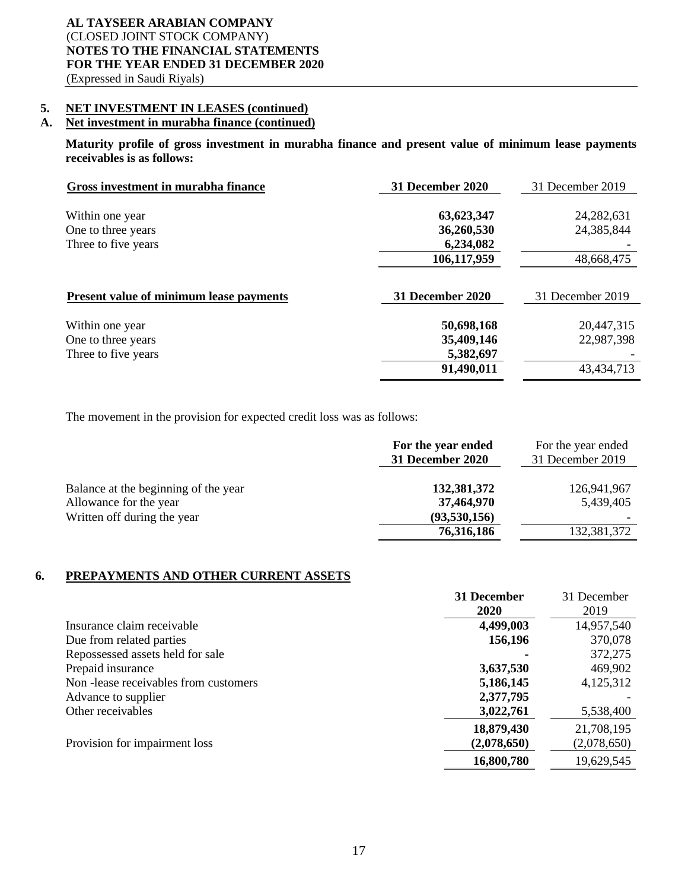**AL TAYSEER ARABIAN COMPANY**
(CLOSED JOINT STOCK COMPANY)
**NOTES TO THE FINANCIAL STATEMENTS**
**FOR THE YEAR ENDED 31 DECEMBER 2020**
(Expressed in Saudi Riyals)

## 5. NET INVESTMENT IN LEASES (continued)

### A. Net investment in murabha finance (continued)

**Maturity profile of gross investment in murabha finance and present value of minimum lease payments receivables is as follows:**

| Gross investment in murabha finance | 31 December 2020 | 31 December 2019 |
|---|---|---|
| Within one year | **63,623,347** | 24,282,631 |
| One to three years | **36,260,530** | 24,385,844 |
| Three to five years | **6,234,082** | - |
| | **106,117,959** | 48,668,475 |

| Present value of minimum lease payments | 31 December 2020 | 31 December 2019 |
|---|---|---|
| Within one year | **50,698,168** | 20,447,315 |
| One to three years | **35,409,146** | 22,987,398 |
| Three to five years | **5,382,697** | - |
| | **91,490,011** | 43,434,713 |

The movement in the provision for expected credit loss was as follows:

| | For the year ended 31 December 2020 | For the year ended 31 December 2019 |
|---|---|---|
| Balance at the beginning of the year | **132,381,372** | 126,941,967 |
| Allowance for the year | **37,464,970** | 5,439,405 |
| Written off during the year | **(93,530,156)** | - |
| | **76,316,186** | 132,381,372 |

## 6. PREPAYMENTS AND OTHER CURRENT ASSETS

| | 31 December 2020 | 31 December 2019 |
|---|---|---|
| Insurance claim receivable | **4,499,003** | 14,957,540 |
| Due from related parties | **156,196** | 370,078 |
| Repossessed assets held for sale | **-** | 372,275 |
| Prepaid insurance | **3,637,530** | 469,902 |
| Non -lease receivables from customers | **5,186,145** | 4,125,312 |
| Advance to supplier | **2,377,795** | - |
| Other receivables | **3,022,761** | 5,538,400 |
| | **18,879,430** | 21,708,195 |
| Provision for impairment loss | **(2,078,650)** | (2,078,650) |
| | **16,800,780** | 19,629,545 |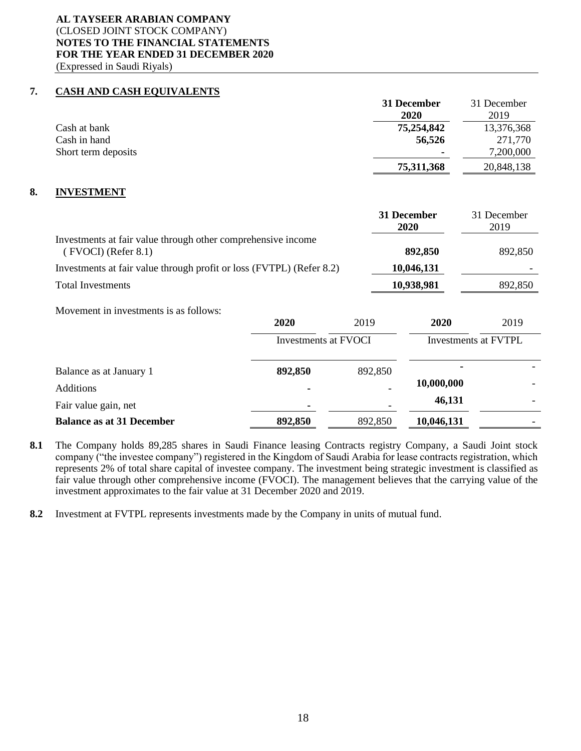## 7. CASH AND CASH EQUIVALENTS

| | 31 December 2020 | 31 December 2019 |
|---|---|---|
| Cash at bank | 75,254,842 | 13,376,368 |
| Cash in hand | 56,526 | 271,770 |
| Short term deposits | - | 7,200,000 |
| | 75,311,368 | 20,848,138 |

## 8. INVESTMENT

| | 31 December 2020 | 31 December 2019 |
|---|---|---|
| Investments at fair value through other comprehensive income ( FVOCI) (Refer 8.1) | 892,850 | 892,850 |
| Investments at fair value through profit or loss (FVTPL) (Refer 8.2) | 10,046,131 | - |
| Total Investments | 10,938,981 | 892,850 |

Movement in investments is as follows:

| | 2020 | 2019 | 2020 | 2019 |
|---|---|---|---|---|
| | Investments at FVOCI | | Investments at FVTPL | |
| Balance as at January 1 | 892,850 | 892,850 | - | - |
| Additions | - | - | 10,000,000 | - |
| Fair value gain, net | - | - | 46,131 | - |
| **Balance as at 31 December** | 892,850 | 892,850 | 10,046,131 | - |

**8.1** The Company holds 89,285 shares in Saudi Finance leasing Contracts registry Company, a Saudi Joint stock company ("the investee company") registered in the Kingdom of Saudi Arabia for lease contracts registration, which represents 2% of total share capital of investee company. The investment being strategic investment is classified as fair value through other comprehensive income (FVOCI). The management believes that the carrying value of the investment approximates to the fair value at 31 December 2020 and 2019.

**8.2** Investment at FVTPL represents investments made by the Company in units of mutual fund.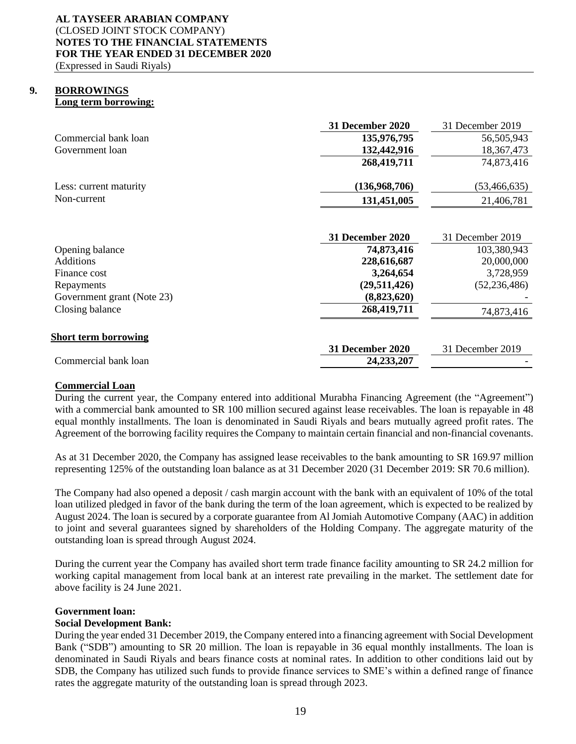## 9. BORROWINGS

**Long term borrowing:**

| | 31 December 2020 | 31 December 2019 |
|---|---|---|
| Commercial bank loan | **135,976,795** | 56,505,943 |
| Government loan | **132,442,916** | 18,367,473 |
| | **268,419,711** | 74,873,416 |
| Less: current maturity | **(136,968,706)** | (53,466,635) |
| Non-current | **131,451,005** | 21,406,781 |

| | 31 December 2020 | 31 December 2019 |
|---|---|---|
| Opening balance | **74,873,416** | 103,380,943 |
| Additions | **228,616,687** | 20,000,000 |
| Finance cost | **3,264,654** | 3,728,959 |
| Repayments | **(29,511,426)** | (52,236,486) |
| Government grant (Note 23) | **(8,823,620)** | - |
| Closing balance | **268,419,711** | 74,873,416 |

**Short term borrowing**

| | 31 December 2020 | 31 December 2019 |
|---|---|---|
| Commercial bank loan | **24,233,207** | - |

**Commercial Loan**

During the current year, the Company entered into additional Murabha Financing Agreement (the "Agreement") with a commercial bank amounted to SR 100 million secured against lease receivables. The loan is repayable in 48 equal monthly installments. The loan is denominated in Saudi Riyals and bears mutually agreed profit rates. The Agreement of the borrowing facility requires the Company to maintain certain financial and non-financial covenants.

As at 31 December 2020, the Company has assigned lease receivables to the bank amounting to SR 169.97 million representing 125% of the outstanding loan balance as at 31 December 2020 (31 December 2019: SR 70.6 million).

The Company had also opened a deposit / cash margin account with the bank with an equivalent of 10% of the total loan utilized pledged in favor of the bank during the term of the loan agreement, which is expected to be realized by August 2024. The loan is secured by a corporate guarantee from Al Jomiah Automotive Company (AAC) in addition to joint and several guarantees signed by shareholders of the Holding Company. The aggregate maturity of the outstanding loan is spread through August 2024.

During the current year the Company has availed short term trade finance facility amounting to SR 24.2 million for working capital management from local bank at an interest rate prevailing in the market. The settlement date for above facility is 24 June 2021.

**Government loan:**

**Social Development Bank:**

During the year ended 31 December 2019, the Company entered into a financing agreement with Social Development Bank ("SDB") amounting to SR 20 million. The loan is repayable in 36 equal monthly installments. The loan is denominated in Saudi Riyals and bears finance costs at nominal rates. In addition to other conditions laid out by SDB, the Company has utilized such funds to provide finance services to SME's within a defined range of finance rates the aggregate maturity of the outstanding loan is spread through 2023.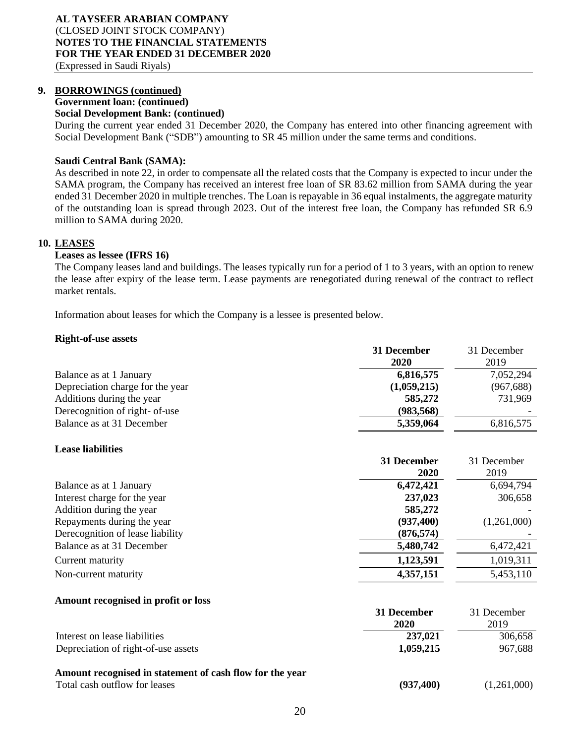**AL TAYSEER ARABIAN COMPANY**
(CLOSED JOINT STOCK COMPANY)
**NOTES TO THE FINANCIAL STATEMENTS**
**FOR THE YEAR ENDED 31 DECEMBER 2020**
(Expressed in Saudi Riyals)

## 9. BORROWINGS (continued)

**Government loan: (continued)**

**Social Development Bank: (continued)**

During the current year ended 31 December 2020, the Company has entered into other financing agreement with Social Development Bank ("SDB") amounting to SR 45 million under the same terms and conditions.

**Saudi Central Bank (SAMA):**

As described in note 22, in order to compensate all the related costs that the Company is expected to incur under the SAMA program, the Company has received an interest free loan of SR 83.62 million from SAMA during the year ended 31 December 2020 in multiple trenches. The Loan is repayable in 36 equal instalments, the aggregate maturity of the outstanding loan is spread through 2023. Out of the interest free loan, the Company has refunded SR 6.9 million to SAMA during 2020.

## 10. LEASES

**Leases as lessee (IFRS 16)**

The Company leases land and buildings. The leases typically run for a period of 1 to 3 years, with an option to renew the lease after expiry of the lease term. Lease payments are renegotiated during renewal of the contract to reflect market rentals.

Information about leases for which the Company is a lessee is presented below.

**Right-of-use assets**

| | **31 December 2020** | 31 December 2019 |
|---|---|---|
| Balance as at 1 January | **6,816,575** | 7,052,294 |
| Depreciation charge for the year | **(1,059,215)** | (967,688) |
| Additions during the year | **585,272** | 731,969 |
| Derecognition of right- of-use | **(983,568)** | - |
| Balance as at 31 December | **5,359,064** | 6,816,575 |

**Lease liabilities**

| | **31 December 2020** | 31 December 2019 |
|---|---|---|
| Balance as at 1 January | **6,472,421** | 6,694,794 |
| Interest charge for the year | **237,023** | 306,658 |
| Addition during the year | **585,272** | - |
| Repayments during the year | **(937,400)** | (1,261,000) |
| Derecognition of lease liability | **(876,574)** | - |
| Balance as at 31 December | **5,480,742** | 6,472,421 |
| Current maturity | **1,123,591** | 1,019,311 |
| Non-current maturity | **4,357,151** | 5,453,110 |

**Amount recognised in profit or loss**

| | **31 December 2020** | 31 December 2019 |
|---|---|---|
| Interest on lease liabilities | **237,021** | 306,658 |
| Depreciation of right-of-use assets | **1,059,215** | 967,688 |
| **Amount recognised in statement of cash flow for the year** | | |
| Total cash outflow for leases | **(937,400)** | (1,261,000) |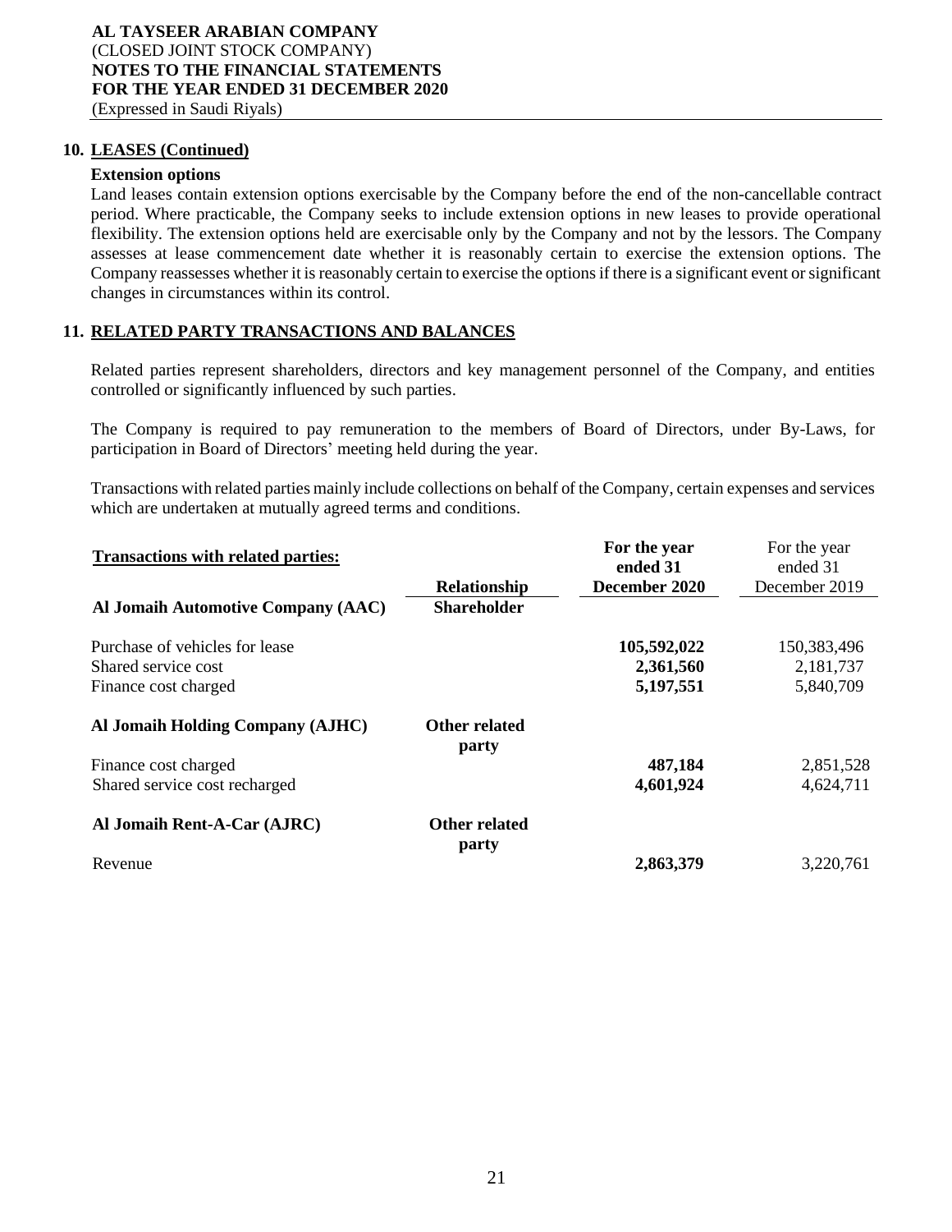## 10. LEASES (Continued)

**Extension options**

Land leases contain extension options exercisable by the Company before the end of the non-cancellable contract period. Where practicable, the Company seeks to include extension options in new leases to provide operational flexibility. The extension options held are exercisable only by the Company and not by the lessors. The Company assesses at lease commencement date whether it is reasonably certain to exercise the extension options. The Company reassesses whether it is reasonably certain to exercise the options if there is a significant event or significant changes in circumstances within its control.

## 11. RELATED PARTY TRANSACTIONS AND BALANCES

Related parties represent shareholders, directors and key management personnel of the Company, and entities controlled or significantly influenced by such parties.

The Company is required to pay remuneration to the members of Board of Directors, under By-Laws, for participation in Board of Directors' meeting held during the year.

Transactions with related parties mainly include collections on behalf of the Company, certain expenses and services which are undertaken at mutually agreed terms and conditions.

| **Transactions with related parties:** | **Relationship** | **For the year ended 31 December 2020** | For the year ended 31 December 2019 |
|---|---|---|---|
| **Al Jomaih Automotive Company (AAC)** | **Shareholder** | | |
| Purchase of vehicles for lease | | **105,592,022** | 150,383,496 |
| Shared service cost | | **2,361,560** | 2,181,737 |
| Finance cost charged | | **5,197,551** | 5,840,709 |
| **Al Jomaih Holding Company (AJHC)** | **Other related party** | | |
| Finance cost charged | | **487,184** | 2,851,528 |
| Shared service cost recharged | | **4,601,924** | 4,624,711 |
| **Al Jomaih Rent-A-Car (AJRC)** | **Other related party** | | |
| Revenue | | **2,863,379** | 3,220,761 |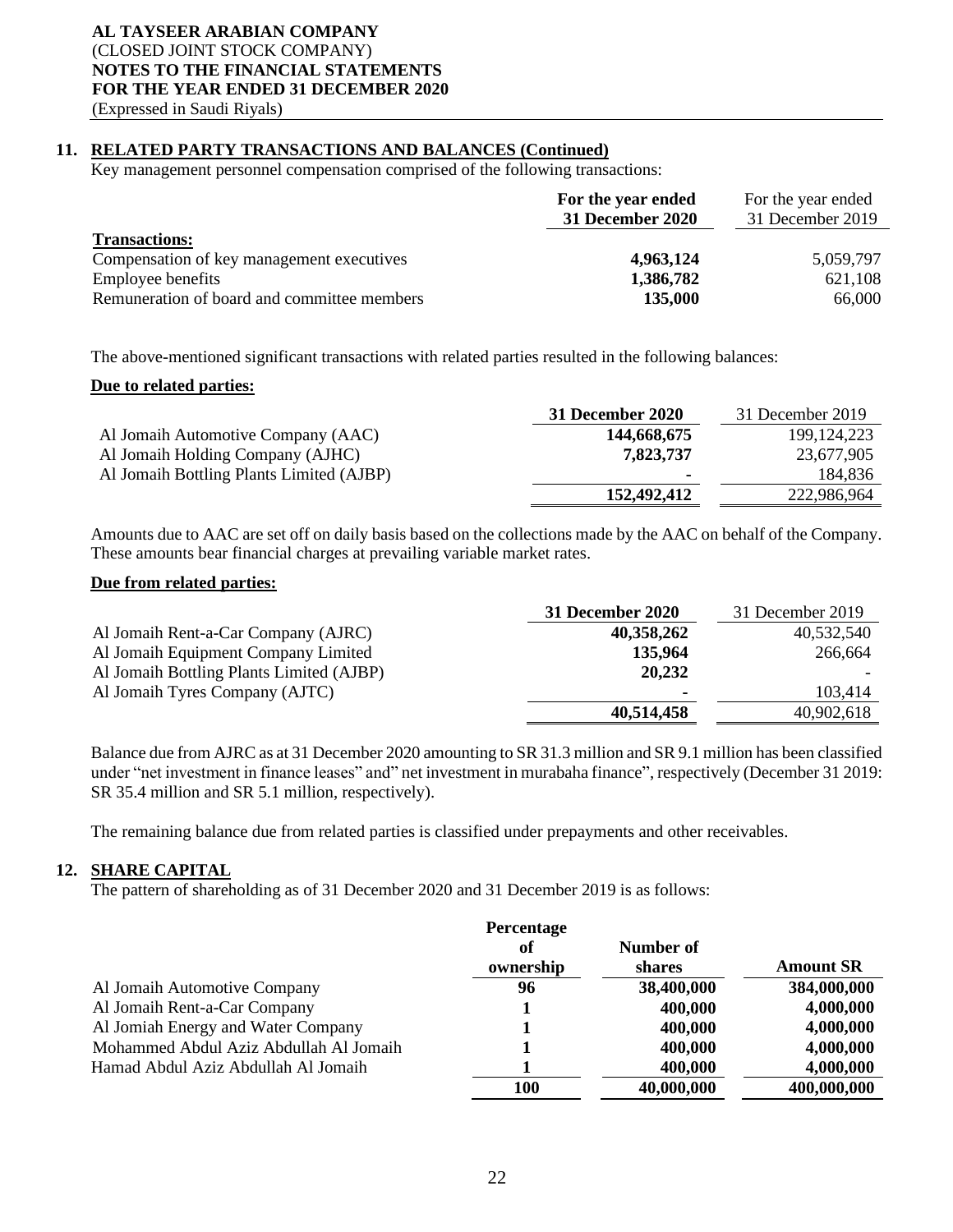## 11. RELATED PARTY TRANSACTIONS AND BALANCES (Continued)

Key management personnel compensation comprised of the following transactions:

| | **For the year ended 31 December 2020** | For the year ended 31 December 2019 |
|---|---|---|
| **Transactions:** | | |
| Compensation of key management executives | **4,963,124** | 5,059,797 |
| Employee benefits | **1,386,782** | 621,108 |
| Remuneration of board and committee members | **135,000** | 66,000 |

The above-mentioned significant transactions with related parties resulted in the following balances:

**Due to related parties:**

| | **31 December 2020** | 31 December 2019 |
|---|---|---|
| Al Jomaih Automotive Company (AAC) | **144,668,675** | 199,124,223 |
| Al Jomaih Holding Company (AJHC) | **7,823,737** | 23,677,905 |
| Al Jomaih Bottling Plants Limited (AJBP) | **-** | 184,836 |
| | **152,492,412** | 222,986,964 |

Amounts due to AAC are set off on daily basis based on the collections made by the AAC on behalf of the Company. These amounts bear financial charges at prevailing variable market rates.

**Due from related parties:**

| | **31 December 2020** | 31 December 2019 |
|---|---|---|
| Al Jomaih Rent-a-Car Company (AJRC) | **40,358,262** | 40,532,540 |
| Al Jomaih Equipment Company Limited | **135,964** | 266,664 |
| Al Jomaih Bottling Plants Limited (AJBP) | **20,232** | - |
| Al Jomaih Tyres Company (AJTC) | **-** | 103,414 |
| | **40,514,458** | 40,902,618 |

Balance due from AJRC as at 31 December 2020 amounting to SR 31.3 million and SR 9.1 million has been classified under "net investment in finance leases" and" net investment in murabaha finance", respectively (December 31 2019: SR 35.4 million and SR 5.1 million, respectively).

The remaining balance due from related parties is classified under prepayments and other receivables.

## 12. SHARE CAPITAL

The pattern of shareholding as of 31 December 2020 and 31 December 2019 is as follows:

| | **Percentage of ownership** | **Number of shares** | **Amount SR** |
|---|---|---|---|
| Al Jomaih Automotive Company | **96** | **38,400,000** | **384,000,000** |
| Al Jomaih Rent-a-Car Company | **1** | **400,000** | **4,000,000** |
| Al Jomiah Energy and Water Company | **1** | **400,000** | **4,000,000** |
| Mohammed Abdul Aziz Abdullah Al Jomaih | **1** | **400,000** | **4,000,000** |
| Hamad Abdul Aziz Abdullah Al Jomaih | **1** | **400,000** | **4,000,000** |
| | **100** | **40,000,000** | **400,000,000** |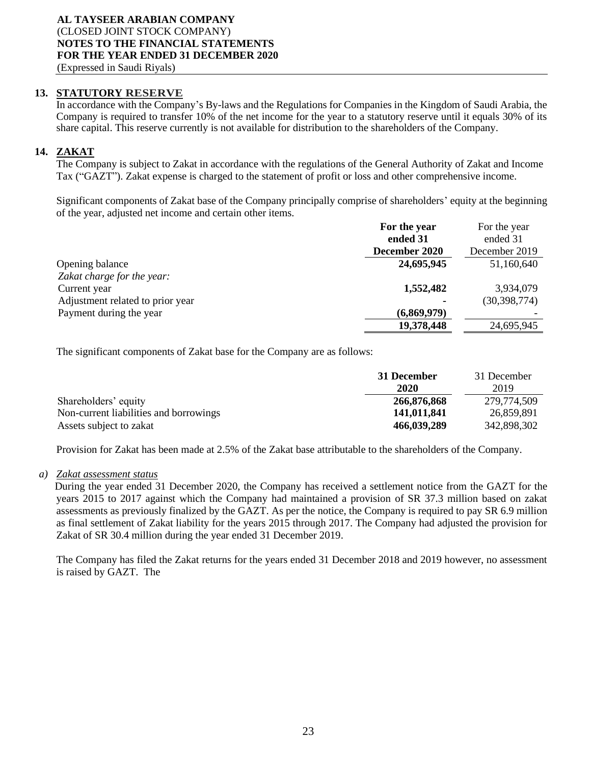## 13. STATUTORY RESERVE

In accordance with the Company's By-laws and the Regulations for Companies in the Kingdom of Saudi Arabia, the Company is required to transfer 10% of the net income for the year to a statutory reserve until it equals 30% of its share capital. This reserve currently is not available for distribution to the shareholders of the Company.

## 14. ZAKAT

The Company is subject to Zakat in accordance with the regulations of the General Authority of Zakat and Income Tax ("GAZT"). Zakat expense is charged to the statement of profit or loss and other comprehensive income.

Significant components of Zakat base of the Company principally comprise of shareholders' equity at the beginning of the year, adjusted net income and certain other items.

| | **For the year ended 31 December 2020** | For the year ended 31 December 2019 |
|---|---|---|
| Opening balance | **24,695,945** | 51,160,640 |
| *Zakat charge for the year:* | | |
| Current year | **1,552,482** | 3,934,079 |
| Adjustment related to prior year | **-** | (30,398,774) |
| Payment during the year | **(6,869,979)** | - |
| | **19,378,448** | 24,695,945 |

The significant components of Zakat base for the Company are as follows:

| | **31 December 2020** | 31 December 2019 |
|---|---|---|
| Shareholders' equity | **266,876,868** | 279,774,509 |
| Non-current liabilities and borrowings | **141,011,841** | 26,859,891 |
| Assets subject to zakat | **466,039,289** | 342,898,302 |

Provision for Zakat has been made at 2.5% of the Zakat base attributable to the shareholders of the Company.

a) *Zakat assessment status*

During the year ended 31 December 2020, the Company has received a settlement notice from the GAZT for the years 2015 to 2017 against which the Company had maintained a provision of SR 37.3 million based on zakat assessments as previously finalized by the GAZT. As per the notice, the Company is required to pay SR 6.9 million as final settlement of Zakat liability for the years 2015 through 2017. The Company had adjusted the provision for Zakat of SR 30.4 million during the year ended 31 December 2019.

The Company has filed the Zakat returns for the years ended 31 December 2018 and 2019 however, no assessment is raised by GAZT. The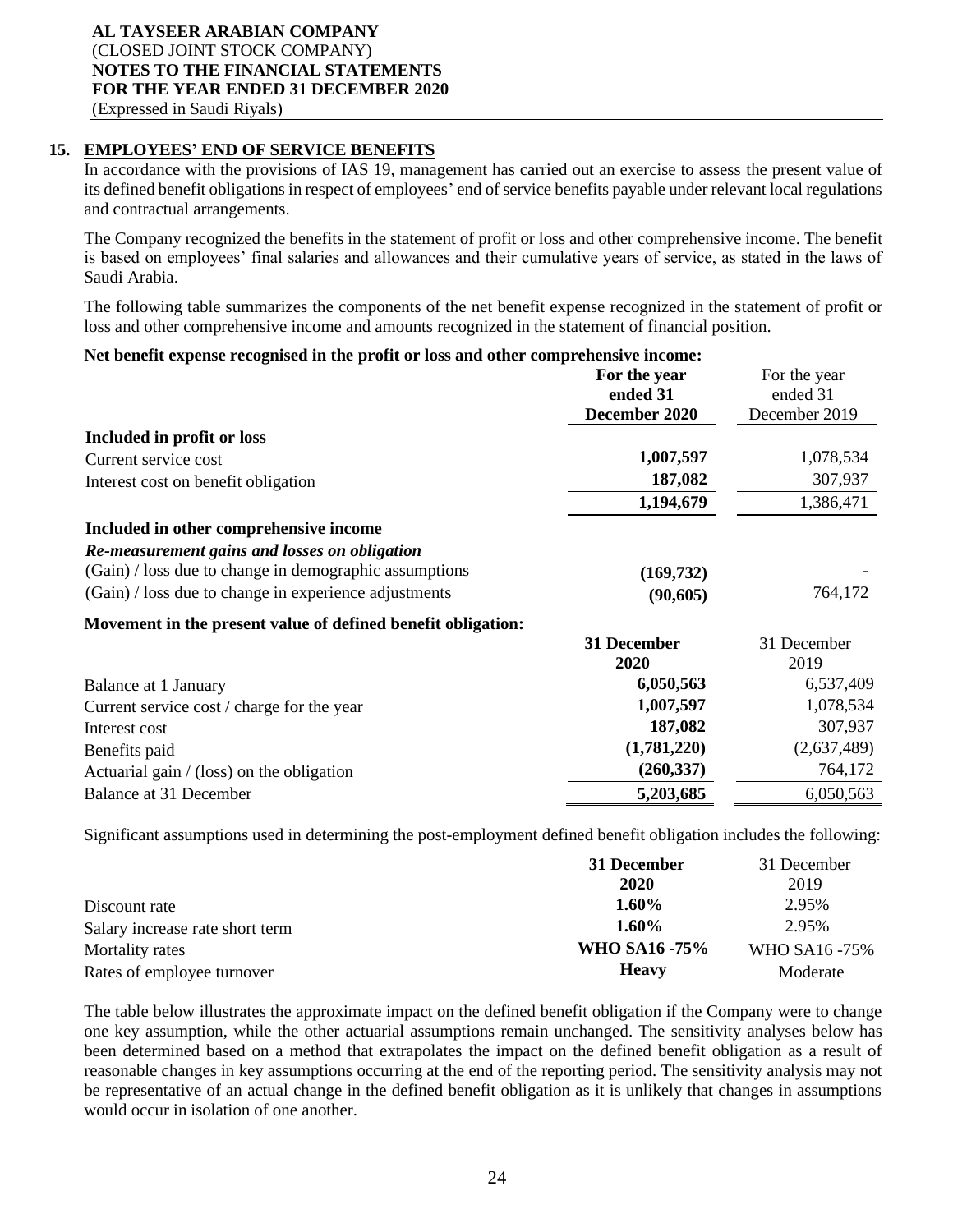**AL TAYSEER ARABIAN COMPANY**
(CLOSED JOINT STOCK COMPANY)
**NOTES TO THE FINANCIAL STATEMENTS**
**FOR THE YEAR ENDED 31 DECEMBER 2020**
(Expressed in Saudi Riyals)

## 15. EMPLOYEES' END OF SERVICE BENEFITS

In accordance with the provisions of IAS 19, management has carried out an exercise to assess the present value of its defined benefit obligations in respect of employees' end of service benefits payable under relevant local regulations and contractual arrangements.

The Company recognized the benefits in the statement of profit or loss and other comprehensive income. The benefit is based on employees' final salaries and allowances and their cumulative years of service, as stated in the laws of Saudi Arabia.

The following table summarizes the components of the net benefit expense recognized in the statement of profit or loss and other comprehensive income and amounts recognized in the statement of financial position.

**Net benefit expense recognised in the profit or loss and other comprehensive income:**

| | **For the year ended 31 December 2020** | For the year ended 31 December 2019 |
|---|---|---|
| **Included in profit or loss** | | |
| Current service cost | **1,007,597** | 1,078,534 |
| Interest cost on benefit obligation | **187,082** | 307,937 |
| | **1,194,679** | 1,386,471 |
| **Included in other comprehensive income** | | |
| ***Re-measurement gains and losses on obligation*** | | |
| (Gain) / loss due to change in demographic assumptions | **(169,732)** | - |
| (Gain) / loss due to change in experience adjustments | **(90,605)** | 764,172 |

**Movement in the present value of defined benefit obligation:**

| | **31 December 2020** | 31 December 2019 |
|---|---|---|
| Balance at 1 January | **6,050,563** | 6,537,409 |
| Current service cost / charge for the year | **1,007,597** | 1,078,534 |
| Interest cost | **187,082** | 307,937 |
| Benefits paid | **(1,781,220)** | (2,637,489) |
| Actuarial gain / (loss) on the obligation | **(260,337)** | 764,172 |
| Balance at 31 December | **5,203,685** | 6,050,563 |

Significant assumptions used in determining the post-employment defined benefit obligation includes the following:

| | **31 December 2020** | 31 December 2019 |
|---|---|---|
| Discount rate | **1.60%** | 2.95% |
| Salary increase rate short term | **1.60%** | 2.95% |
| Mortality rates | **WHO SA16 -75%** | WHO SA16 -75% |
| Rates of employee turnover | **Heavy** | Moderate |

The table below illustrates the approximate impact on the defined benefit obligation if the Company were to change one key assumption, while the other actuarial assumptions remain unchanged. The sensitivity analyses below has been determined based on a method that extrapolates the impact on the defined benefit obligation as a result of reasonable changes in key assumptions occurring at the end of the reporting period. The sensitivity analysis may not be representative of an actual change in the defined benefit obligation as it is unlikely that changes in assumptions would occur in isolation of one another.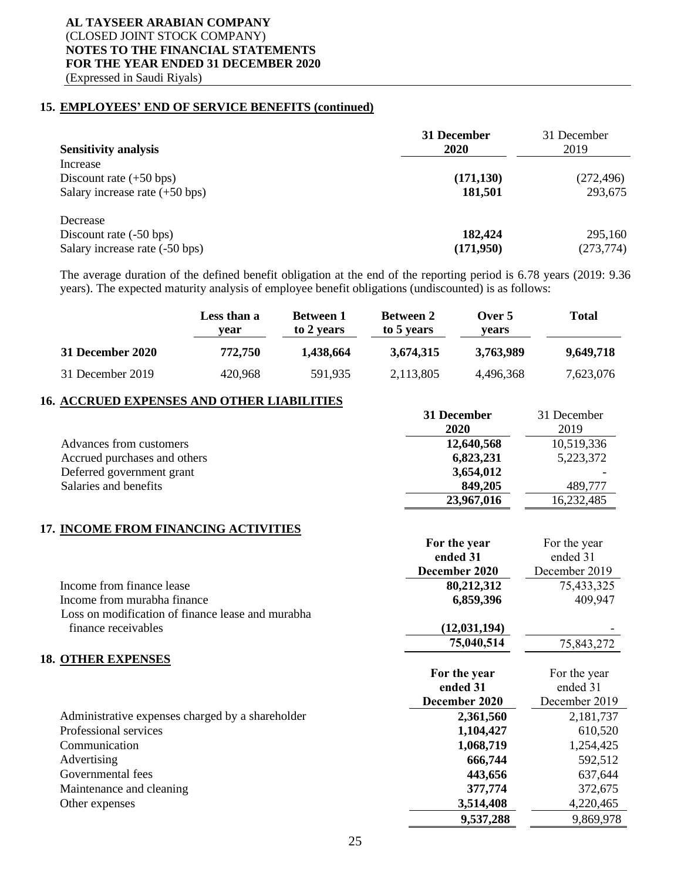## 15. EMPLOYEES' END OF SERVICE BENEFITS (continued)

| Sensitivity analysis | 31 December 2020 | 31 December 2019 |
|---|---|---|
| Increase | | |
| Discount rate (+50 bps) | **(171,130)** | (272,496) |
| Salary increase rate (+50 bps) | **181,501** | 293,675 |
| Decrease | | |
| Discount rate (-50 bps) | **182,424** | 295,160 |
| Salary increase rate (-50 bps) | **(171,950)** | (273,774) |

The average duration of the defined benefit obligation at the end of the reporting period is 6.78 years (2019: 9.36 years). The expected maturity analysis of employee benefit obligations (undiscounted) is as follows:

| | Less than a year | Between 1 to 2 years | Between 2 to 5 years | Over 5 years | Total |
|---|---|---|---|---|---|
| **31 December 2020** | **772,750** | **1,438,664** | **3,674,315** | **3,763,989** | **9,649,718** |
| 31 December 2019 | 420,968 | 591,935 | 2,113,805 | 4,496,368 | 7,623,076 |

## 16. ACCRUED EXPENSES AND OTHER LIABILITIES

| | 31 December 2020 | 31 December 2019 |
|---|---|---|
| Advances from customers | **12,640,568** | 10,519,336 |
| Accrued purchases and others | **6,823,231** | 5,223,372 |
| Deferred government grant | **3,654,012** | - |
| Salaries and benefits | **849,205** | 489,777 |
| | **23,967,016** | 16,232,485 |

## 17. INCOME FROM FINANCING ACTIVITIES

| | For the year ended 31 December 2020 | For the year ended 31 December 2019 |
|---|---|---|
| Income from finance lease | **80,212,312** | 75,433,325 |
| Income from murabha finance | **6,859,396** | 409,947 |
| Loss on modification of finance lease and murabha finance receivables | **(12,031,194)** | - |
| | **75,040,514** | 75,843,272 |

## 18. OTHER EXPENSES

| | For the year ended 31 December 2020 | For the year ended 31 December 2019 |
|---|---|---|
| Administrative expenses charged by a shareholder | **2,361,560** | 2,181,737 |
| Professional services | **1,104,427** | 610,520 |
| Communication | **1,068,719** | 1,254,425 |
| Advertising | **666,744** | 592,512 |
| Governmental fees | **443,656** | 637,644 |
| Maintenance and cleaning | **377,774** | 372,675 |
| Other expenses | **3,514,408** | 4,220,465 |
| | **9,537,288** | 9,869,978 |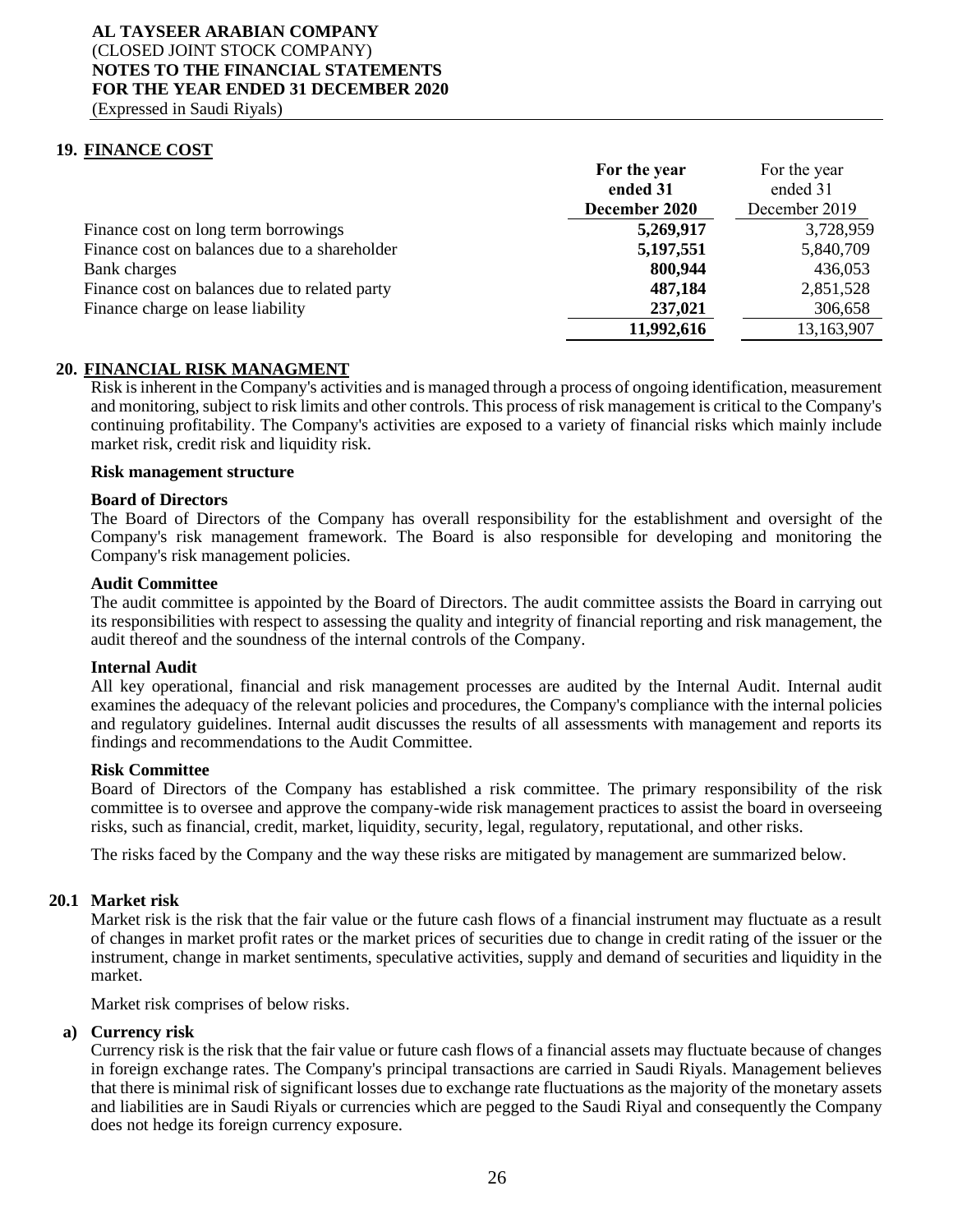## 19. FINANCE COST

| | For the year ended 31 December 2020 | For the year ended 31 December 2019 |
|---|---|---|
| Finance cost on long term borrowings | **5,269,917** | 3,728,959 |
| Finance cost on balances due to a shareholder | **5,197,551** | 5,840,709 |
| Bank charges | **800,944** | 436,053 |
| Finance cost on balances due to related party | **487,184** | 2,851,528 |
| Finance charge on lease liability | **237,021** | 306,658 |
| | **11,992,616** | 13,163,907 |

## 20. FINANCIAL RISK MANAGMENT

Risk is inherent in the Company's activities and is managed through a process of ongoing identification, measurement and monitoring, subject to risk limits and other controls. This process of risk management is critical to the Company's continuing profitability. The Company's activities are exposed to a variety of financial risks which mainly include market risk, credit risk and liquidity risk.

**Risk management structure**

**Board of Directors**

The Board of Directors of the Company has overall responsibility for the establishment and oversight of the Company's risk management framework. The Board is also responsible for developing and monitoring the Company's risk management policies.

**Audit Committee**

The audit committee is appointed by the Board of Directors. The audit committee assists the Board in carrying out its responsibilities with respect to assessing the quality and integrity of financial reporting and risk management, the audit thereof and the soundness of the internal controls of the Company.

**Internal Audit**

All key operational, financial and risk management processes are audited by the Internal Audit. Internal audit examines the adequacy of the relevant policies and procedures, the Company's compliance with the internal policies and regulatory guidelines. Internal audit discusses the results of all assessments with management and reports its findings and recommendations to the Audit Committee.

**Risk Committee**

Board of Directors of the Company has established a risk committee. The primary responsibility of the risk committee is to oversee and approve the company-wide risk management practices to assist the board in overseeing risks, such as financial, credit, market, liquidity, security, legal, regulatory, reputational, and other risks.

The risks faced by the Company and the way these risks are mitigated by management are summarized below.

### 20.1 Market risk

Market risk is the risk that the fair value or the future cash flows of a financial instrument may fluctuate as a result of changes in market profit rates or the market prices of securities due to change in credit rating of the issuer or the instrument, change in market sentiments, speculative activities, supply and demand of securities and liquidity in the market.

Market risk comprises of below risks.

**a) Currency risk**

Currency risk is the risk that the fair value or future cash flows of a financial assets may fluctuate because of changes in foreign exchange rates. The Company's principal transactions are carried in Saudi Riyals. Management believes that there is minimal risk of significant losses due to exchange rate fluctuations as the majority of the monetary assets and liabilities are in Saudi Riyals or currencies which are pegged to the Saudi Riyal and consequently the Company does not hedge its foreign currency exposure.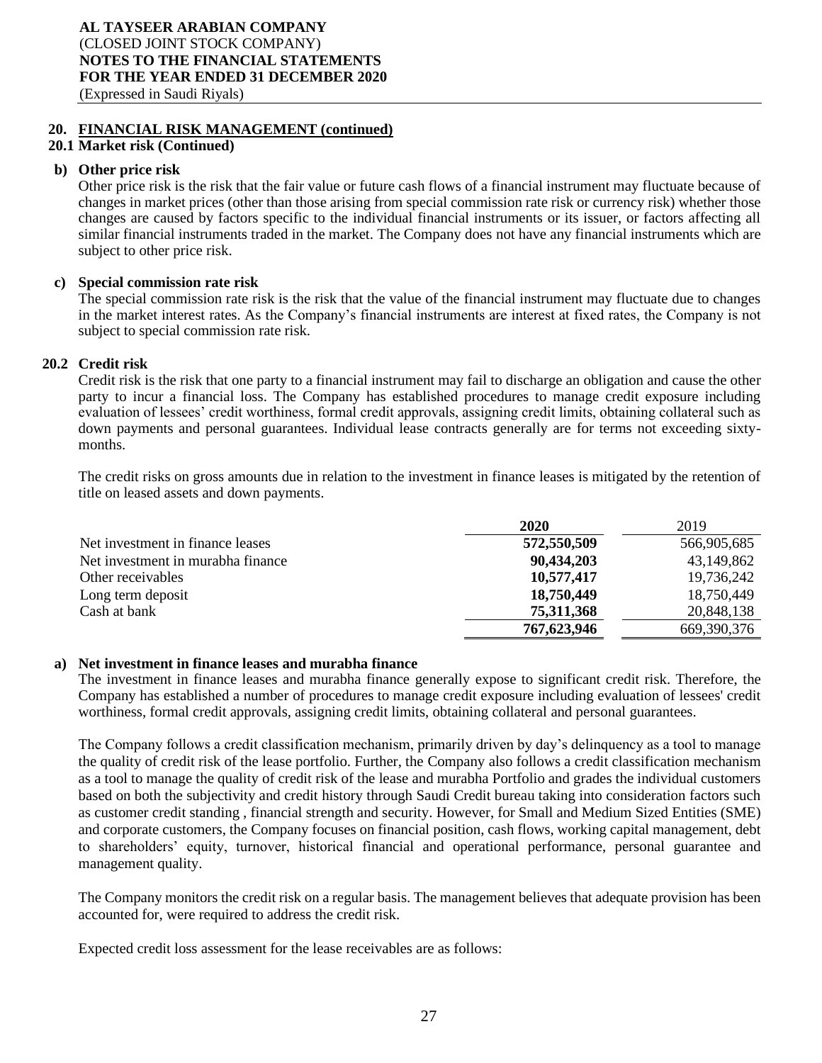## 20. FINANCIAL RISK MANAGEMENT (continued)

### 20.1 Market risk (Continued)

**b) Other price risk**

Other price risk is the risk that the fair value or future cash flows of a financial instrument may fluctuate because of changes in market prices (other than those arising from special commission rate risk or currency risk) whether those changes are caused by factors specific to the individual financial instruments or its issuer, or factors affecting all similar financial instruments traded in the market. The Company does not have any financial instruments which are subject to other price risk.

**c) Special commission rate risk**

The special commission rate risk is the risk that the value of the financial instrument may fluctuate due to changes in the market interest rates. As the Company's financial instruments are interest at fixed rates, the Company is not subject to special commission rate risk.

### 20.2 Credit risk

Credit risk is the risk that one party to a financial instrument may fail to discharge an obligation and cause the other party to incur a financial loss. The Company has established procedures to manage credit exposure including evaluation of lessees' credit worthiness, formal credit approvals, assigning credit limits, obtaining collateral such as down payments and personal guarantees. Individual lease contracts generally are for terms not exceeding sixty-months.

The credit risks on gross amounts due in relation to the investment in finance leases is mitigated by the retention of title on leased assets and down payments.

| | **2020** | 2019 |
|---|---|---|
| Net investment in finance leases | **572,550,509** | 566,905,685 |
| Net investment in murabha finance | **90,434,203** | 43,149,862 |
| Other receivables | **10,577,417** | 19,736,242 |
| Long term deposit | **18,750,449** | 18,750,449 |
| Cash at bank | **75,311,368** | 20,848,138 |
| | **767,623,946** | 669,390,376 |

**a) Net investment in finance leases and murabha finance**

The investment in finance leases and murabha finance generally expose to significant credit risk. Therefore, the Company has established a number of procedures to manage credit exposure including evaluation of lessees' credit worthiness, formal credit approvals, assigning credit limits, obtaining collateral and personal guarantees.

The Company follows a credit classification mechanism, primarily driven by day's delinquency as a tool to manage the quality of credit risk of the lease portfolio. Further, the Company also follows a credit classification mechanism as a tool to manage the quality of credit risk of the lease and murabha Portfolio and grades the individual customers based on both the subjectivity and credit history through Saudi Credit bureau taking into consideration factors such as customer credit standing , financial strength and security. However, for Small and Medium Sized Entities (SME) and corporate customers, the Company focuses on financial position, cash flows, working capital management, debt to shareholders' equity, turnover, historical financial and operational performance, personal guarantee and management quality.

The Company monitors the credit risk on a regular basis. The management believes that adequate provision has been accounted for, were required to address the credit risk.

Expected credit loss assessment for the lease receivables are as follows: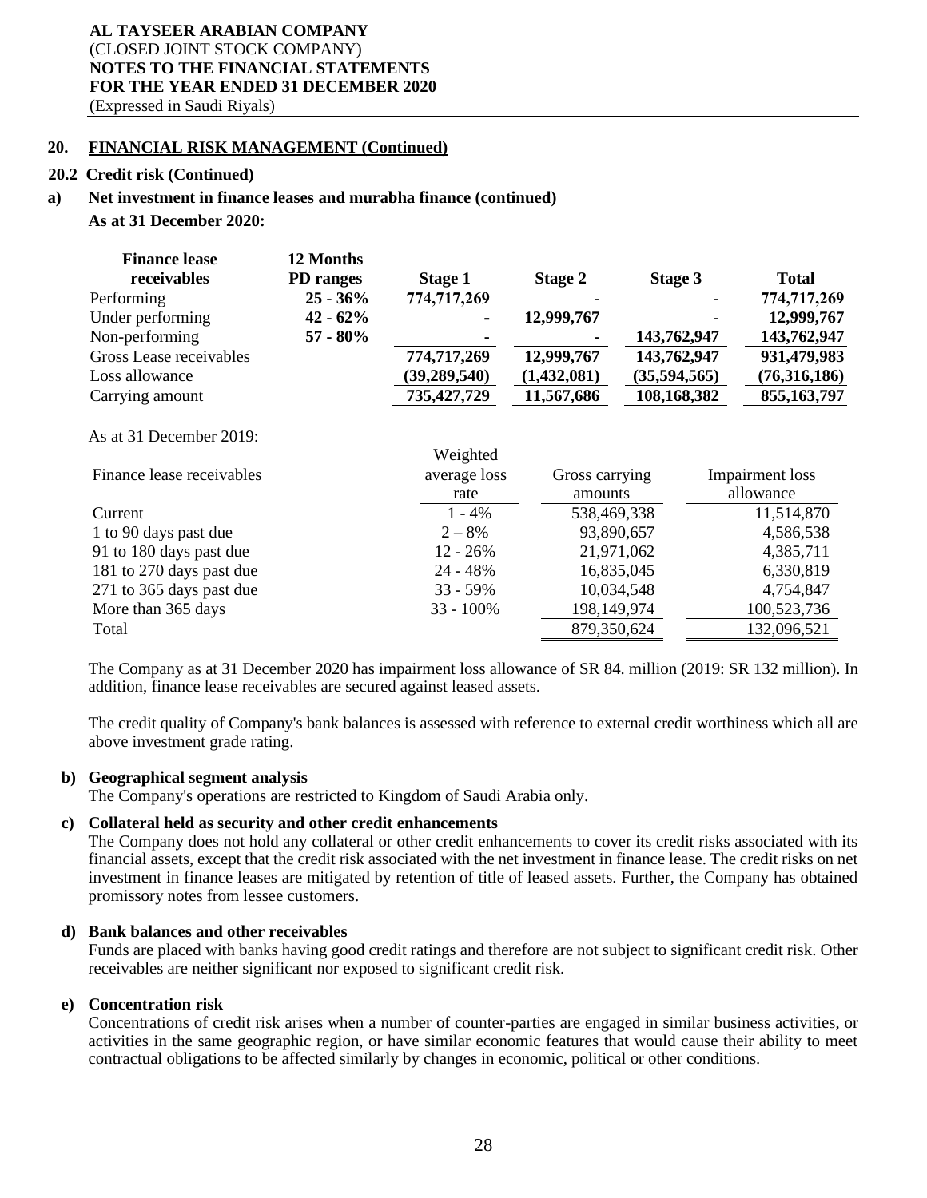## 20. FINANCIAL RISK MANAGEMENT (Continued)

### 20.2 Credit risk (Continued)

**a) Net investment in finance leases and murabha finance (continued)**

**As at 31 December 2020:**

| Finance lease receivables | 12 Months PD ranges | Stage 1 | Stage 2 | Stage 3 | Total |
|---|---|---|---|---|---|
| Performing | 25 - 36% | 774,717,269 | - | - | 774,717,269 |
| Under performing | 42 - 62% | - | 12,999,767 | - | 12,999,767 |
| Non-performing | 57 - 80% | - | - | 143,762,947 | 143,762,947 |
| Gross Lease receivables | | 774,717,269 | 12,999,767 | 143,762,947 | 931,479,983 |
| Loss allowance | | (39,289,540) | (1,432,081) | (35,594,565) | (76,316,186) |
| Carrying amount | | 735,427,729 | 11,567,686 | 108,168,382 | 855,163,797 |

As at 31 December 2019:

| Finance lease receivables | Weighted average loss rate | Gross carrying amounts | Impairment loss allowance |
|---|---|---|---|
| Current | 1 - 4% | 538,469,338 | 11,514,870 |
| 1 to 90 days past due | 2 – 8% | 93,890,657 | 4,586,538 |
| 91 to 180 days past due | 12 - 26% | 21,971,062 | 4,385,711 |
| 181 to 270 days past due | 24 - 48% | 16,835,045 | 6,330,819 |
| 271 to 365 days past due | 33 - 59% | 10,034,548 | 4,754,847 |
| More than 365 days | 33 - 100% | 198,149,974 | 100,523,736 |
| Total | | 879,350,624 | 132,096,521 |

The Company as at 31 December 2020 has impairment loss allowance of SR 84. million (2019: SR 132 million). In addition, finance lease receivables are secured against leased assets.

The credit quality of Company's bank balances is assessed with reference to external credit worthiness which all are above investment grade rating.

**b) Geographical segment analysis**

The Company's operations are restricted to Kingdom of Saudi Arabia only.

**c) Collateral held as security and other credit enhancements**

The Company does not hold any collateral or other credit enhancements to cover its credit risks associated with its financial assets, except that the credit risk associated with the net investment in finance lease. The credit risks on net investment in finance leases are mitigated by retention of title of leased assets. Further, the Company has obtained promissory notes from lessee customers.

**d) Bank balances and other receivables**

Funds are placed with banks having good credit ratings and therefore are not subject to significant credit risk. Other receivables are neither significant nor exposed to significant credit risk.

**e) Concentration risk**

Concentrations of credit risk arises when a number of counter-parties are engaged in similar business activities, or activities in the same geographic region, or have similar economic features that would cause their ability to meet contractual obligations to be affected similarly by changes in economic, political or other conditions.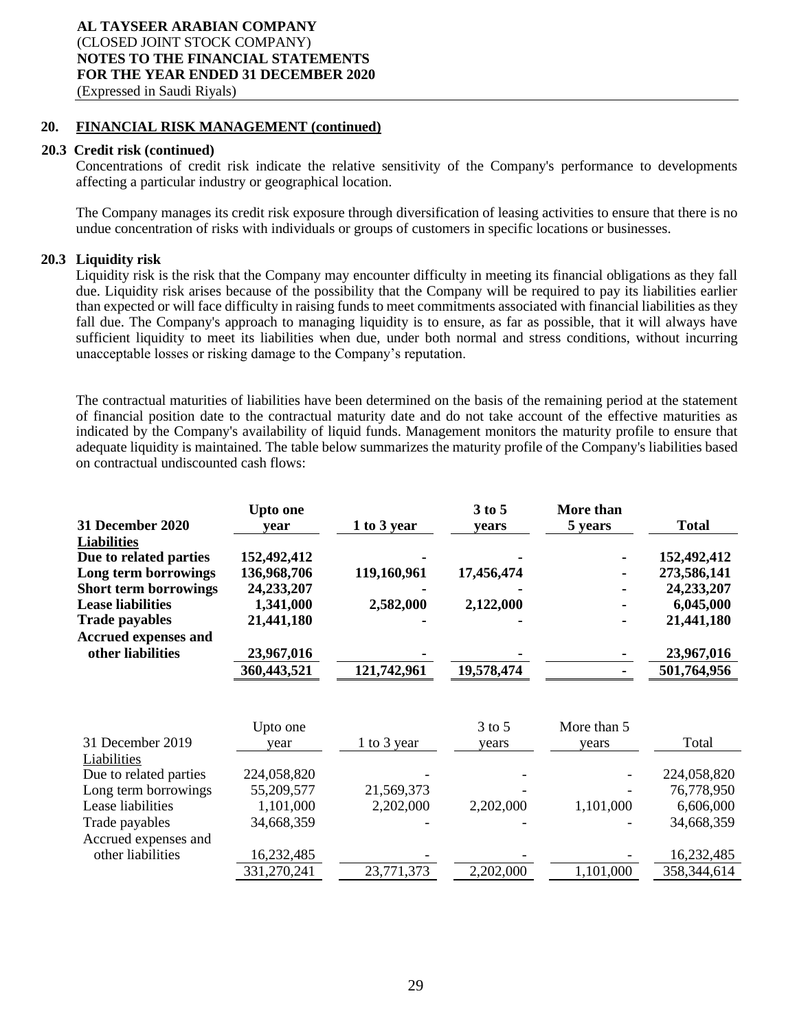## 20. FINANCIAL RISK MANAGEMENT (continued)

### 20.3 Credit risk (continued)

Concentrations of credit risk indicate the relative sensitivity of the Company's performance to developments affecting a particular industry or geographical location.

The Company manages its credit risk exposure through diversification of leasing activities to ensure that there is no undue concentration of risks with individuals or groups of customers in specific locations or businesses.

### 20.3 Liquidity risk

Liquidity risk is the risk that the Company may encounter difficulty in meeting its financial obligations as they fall due. Liquidity risk arises because of the possibility that the Company will be required to pay its liabilities earlier than expected or will face difficulty in raising funds to meet commitments associated with financial liabilities as they fall due. The Company's approach to managing liquidity is to ensure, as far as possible, that it will always have sufficient liquidity to meet its liabilities when due, under both normal and stress conditions, without incurring unacceptable losses or risking damage to the Company's reputation.

The contractual maturities of liabilities have been determined on the basis of the remaining period at the statement of financial position date to the contractual maturity date and do not take account of the effective maturities as indicated by the Company's availability of liquid funds. Management monitors the maturity profile to ensure that adequate liquidity is maintained. The table below summarizes the maturity profile of the Company's liabilities based on contractual undiscounted cash flows:

| **31 December 2020** | **Upto one year** | **1 to 3 year** | **3 to 5 years** | **More than 5 years** | **Total** |
|---|---|---|---|---|---|
| **Liabilities** | | | | | |
| **Due to related parties** | **152,492,412** | **-** | **-** | **-** | **152,492,412** |
| **Long term borrowings** | **136,968,706** | **119,160,961** | **17,456,474** | **-** | **273,586,141** |
| **Short term borrowings** | **24,233,207** | **-** | **-** | **-** | **24,233,207** |
| **Lease liabilities** | **1,341,000** | **2,582,000** | **2,122,000** | **-** | **6,045,000** |
| **Trade payables** | **21,441,180** | **-** | **-** | **-** | **21,441,180** |
| **Accrued expenses and other liabilities** | **23,967,016** | **-** | **-** | **-** | **23,967,016** |
| | **360,443,521** | **121,742,961** | **19,578,474** | **-** | **501,764,956** |

| 31 December 2019 | Upto one year | 1 to 3 year | 3 to 5 years | More than 5 years | Total |
|---|---|---|---|---|---|
| Liabilities | | | | | |
| Due to related parties | 224,058,820 | - | - | - | 224,058,820 |
| Long term borrowings | 55,209,577 | 21,569,373 | - | - | 76,778,950 |
| Lease liabilities | 1,101,000 | 2,202,000 | 2,202,000 | 1,101,000 | 6,606,000 |
| Trade payables | 34,668,359 | - | - | - | 34,668,359 |
| Accrued expenses and other liabilities | 16,232,485 | - | - | - | 16,232,485 |
| | 331,270,241 | 23,771,373 | 2,202,000 | 1,101,000 | 358,344,614 |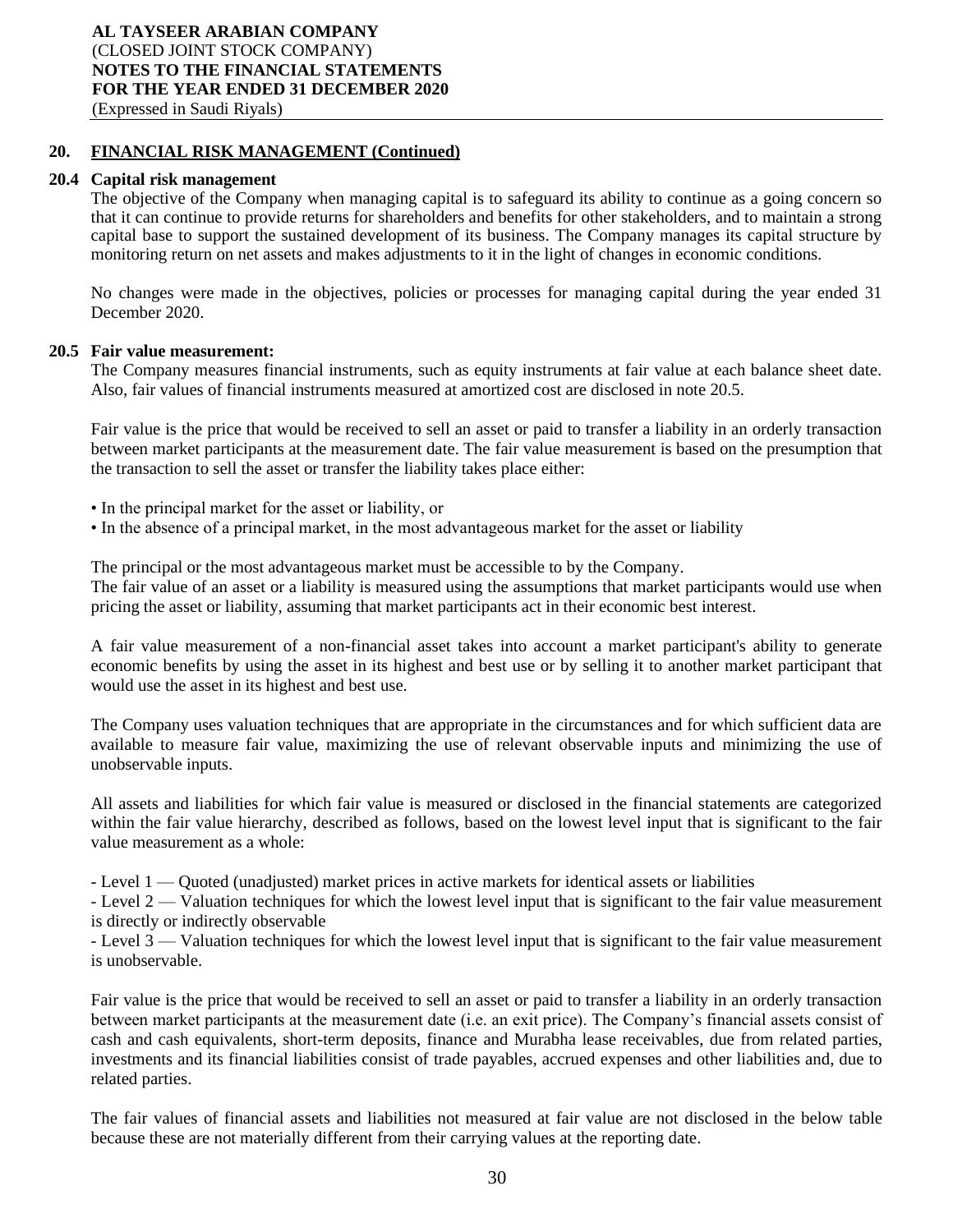## 20. FINANCIAL RISK MANAGEMENT (Continued)

### 20.4 Capital risk management

The objective of the Company when managing capital is to safeguard its ability to continue as a going concern so that it can continue to provide returns for shareholders and benefits for other stakeholders, and to maintain a strong capital base to support the sustained development of its business. The Company manages its capital structure by monitoring return on net assets and makes adjustments to it in the light of changes in economic conditions.

No changes were made in the objectives, policies or processes for managing capital during the year ended 31 December 2020.

### 20.5 Fair value measurement:

The Company measures financial instruments, such as equity instruments at fair value at each balance sheet date. Also, fair values of financial instruments measured at amortized cost are disclosed in note 20.5.

Fair value is the price that would be received to sell an asset or paid to transfer a liability in an orderly transaction between market participants at the measurement date. The fair value measurement is based on the presumption that the transaction to sell the asset or transfer the liability takes place either:

- In the principal market for the asset or liability, or
- In the absence of a principal market, in the most advantageous market for the asset or liability

The principal or the most advantageous market must be accessible to by the Company.
The fair value of an asset or a liability is measured using the assumptions that market participants would use when pricing the asset or liability, assuming that market participants act in their economic best interest.

A fair value measurement of a non-financial asset takes into account a market participant's ability to generate economic benefits by using the asset in its highest and best use or by selling it to another market participant that would use the asset in its highest and best use.

The Company uses valuation techniques that are appropriate in the circumstances and for which sufficient data are available to measure fair value, maximizing the use of relevant observable inputs and minimizing the use of unobservable inputs.

All assets and liabilities for which fair value is measured or disclosed in the financial statements are categorized within the fair value hierarchy, described as follows, based on the lowest level input that is significant to the fair value measurement as a whole:

- Level 1 — Quoted (unadjusted) market prices in active markets for identical assets or liabilities
- Level 2 — Valuation techniques for which the lowest level input that is significant to the fair value measurement is directly or indirectly observable
- Level 3 — Valuation techniques for which the lowest level input that is significant to the fair value measurement is unobservable.

Fair value is the price that would be received to sell an asset or paid to transfer a liability in an orderly transaction between market participants at the measurement date (i.e. an exit price). The Company's financial assets consist of cash and cash equivalents, short-term deposits, finance and Murabha lease receivables, due from related parties, investments and its financial liabilities consist of trade payables, accrued expenses and other liabilities and, due to related parties.

The fair values of financial assets and liabilities not measured at fair value are not disclosed in the below table because these are not materially different from their carrying values at the reporting date.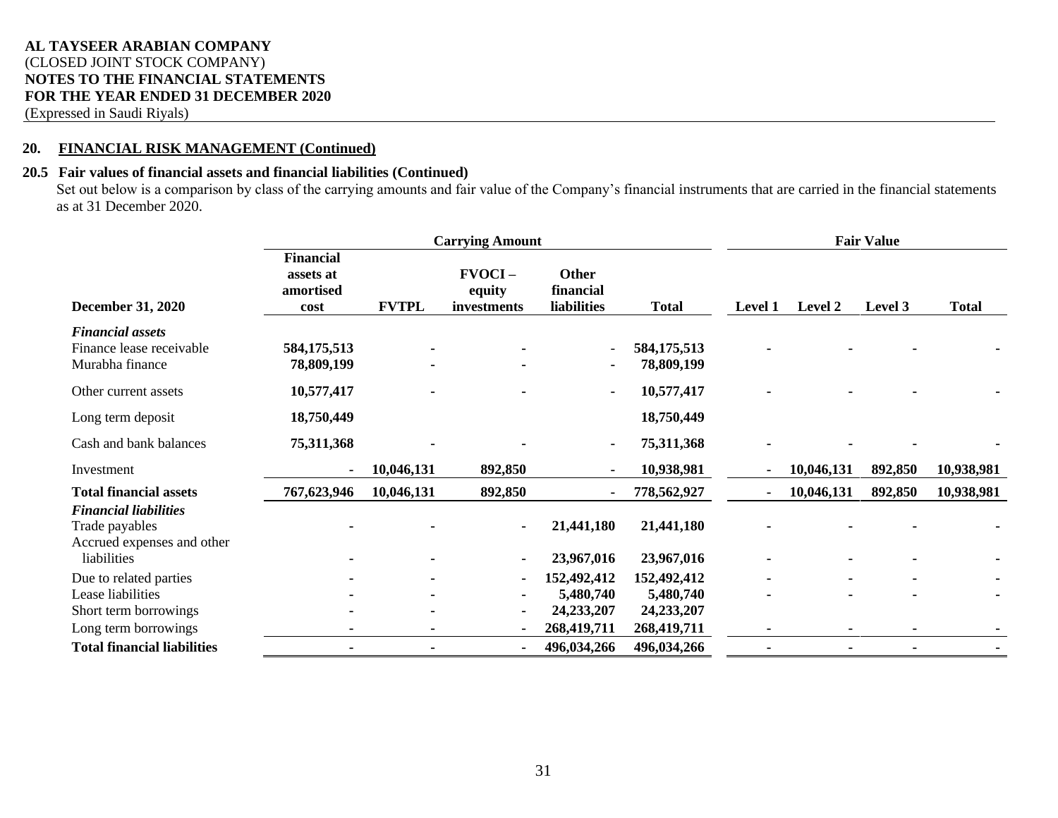**AL TAYSEER ARABIAN COMPANY**
(CLOSED JOINT STOCK COMPANY)
**NOTES TO THE FINANCIAL STATEMENTS**
**FOR THE YEAR ENDED 31 DECEMBER 2020**
(Expressed in Saudi Riyals)

## 20. FINANCIAL RISK MANAGEMENT (Continued)

### 20.5 Fair values of financial assets and financial liabilities (Continued)

Set out below is a comparison by class of the carrying amounts and fair value of the Company's financial instruments that are carried in the financial statements as at 31 December 2020.

| | Carrying Amount | | | | | Fair Value | | | |
|---|---|---|---|---|---|---|---|---|---|
| **December 31, 2020** | **Financial assets at amortised cost** | **FVTPL** | **FVOCI – equity investments** | **Other financial liabilities** | **Total** | **Level 1** | **Level 2** | **Level 3** | **Total** |
| ***Financial assets*** | | | | | | | | | |
| Finance lease receivable | **584,175,513** | - | - | - | **584,175,513** | - | - | - | - |
| Murabha finance | **78,809,199** | - | - | - | **78,809,199** | | | | |
| Other current assets | **10,577,417** | - | - | - | **10,577,417** | - | - | - | - |
| Long term deposit | **18,750,449** | | | | **18,750,449** | | | | |
| Cash and bank balances | **75,311,368** | - | - | - | **75,311,368** | - | - | - | - |
| Investment | - | **10,046,131** | **892,850** | - | **10,938,981** | - | **10,046,131** | **892,850** | **10,938,981** |
| **Total financial assets** | **767,623,946** | **10,046,131** | **892,850** | - | **778,562,927** | - | **10,046,131** | **892,850** | **10,938,981** |
| ***Financial liabilities*** | | | | | | | | | |
| Trade payables | - | - | - | **21,441,180** | **21,441,180** | - | - | - | - |
| Accrued expenses and other liabilities | - | - | - | **23,967,016** | **23,967,016** | - | - | - | - |
| Due to related parties | - | - | - | **152,492,412** | **152,492,412** | - | - | - | - |
| Lease liabilities | - | - | - | **5,480,740** | **5,480,740** | - | - | - | - |
| Short term borrowings | - | - | - | **24,233,207** | **24,233,207** | | | | |
| Long term borrowings | - | - | - | **268,419,711** | **268,419,711** | - | - | - | - |
| **Total financial liabilities** | - | - | - | **496,034,266** | **496,034,266** | - | - | - | - |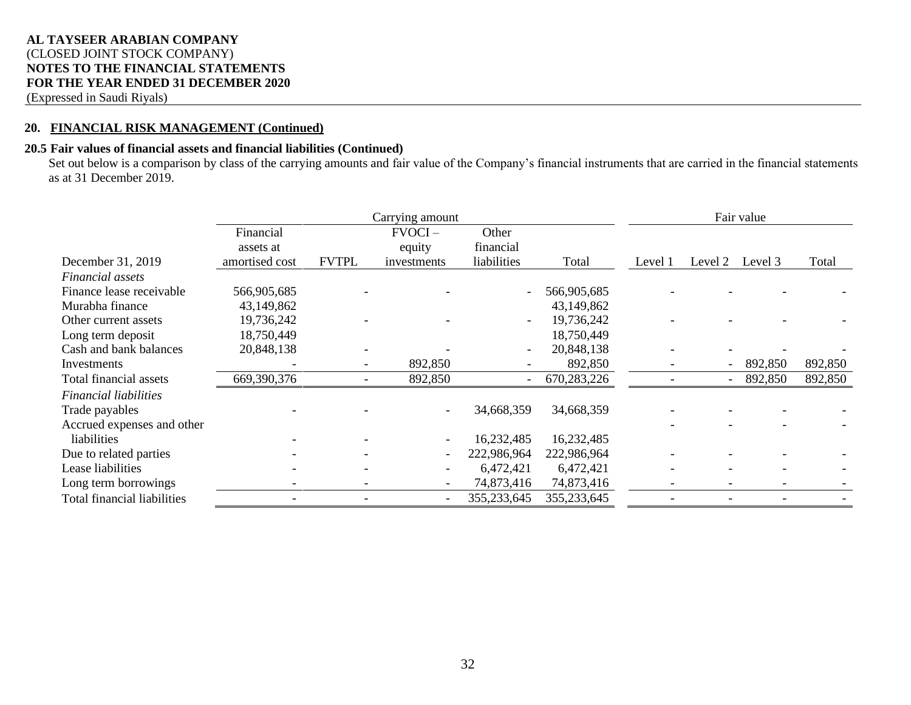**AL TAYSEER ARABIAN COMPANY**
(CLOSED JOINT STOCK COMPANY)
**NOTES TO THE FINANCIAL STATEMENTS**
**FOR THE YEAR ENDED 31 DECEMBER 2020**
(Expressed in Saudi Riyals)

## 20. FINANCIAL RISK MANAGEMENT (Continued)

### 20.5 Fair values of financial assets and financial liabilities (Continued)

Set out below is a comparison by class of the carrying amounts and fair value of the Company's financial instruments that are carried in the financial statements as at 31 December 2019.

| | Carrying amount | | | | | Fair value | | | |
|---|---|---|---|---|---|---|---|---|---|
| December 31, 2019 | Financial assets at amortised cost | FVTPL | FVOCI – equity investments | Other financial liabilities | Total | Level 1 | Level 2 | Level 3 | Total |
| *Financial assets* | | | | | | | | | |
| Finance lease receivable | 566,905,685 | - | - | - | 566,905,685 | - | - | - | - |
| Murabha finance | 43,149,862 | | | | 43,149,862 | | | | |
| Other current assets | 19,736,242 | - | - | - | 19,736,242 | - | - | - | - |
| Long term deposit | 18,750,449 | | | | 18,750,449 | | | | |
| Cash and bank balances | 20,848,138 | - | - | - | 20,848,138 | - | - | - | - |
| Investments | - | - | 892,850 | - | 892,850 | - | - | 892,850 | 892,850 |
| Total financial assets | 669,390,376 | - | 892,850 | - | 670,283,226 | - | - | 892,850 | 892,850 |
| *Financial liabilities* | | | | | | | | | |
| Trade payables | - | - | - | 34,668,359 | 34,668,359 | - | - | - | - |
| Accrued expenses and other liabilities | - | - | - | 16,232,485 | 16,232,485 | - | - | - | - |
| Due to related parties | - | - | - | 222,986,964 | 222,986,964 | - | - | - | - |
| Lease liabilities | - | - | - | 6,472,421 | 6,472,421 | - | - | - | - |
| Long term borrowings | - | - | - | 74,873,416 | 74,873,416 | - | - | - | - |
| Total financial liabilities | - | - | - | 355,233,645 | 355,233,645 | - | - | - | - |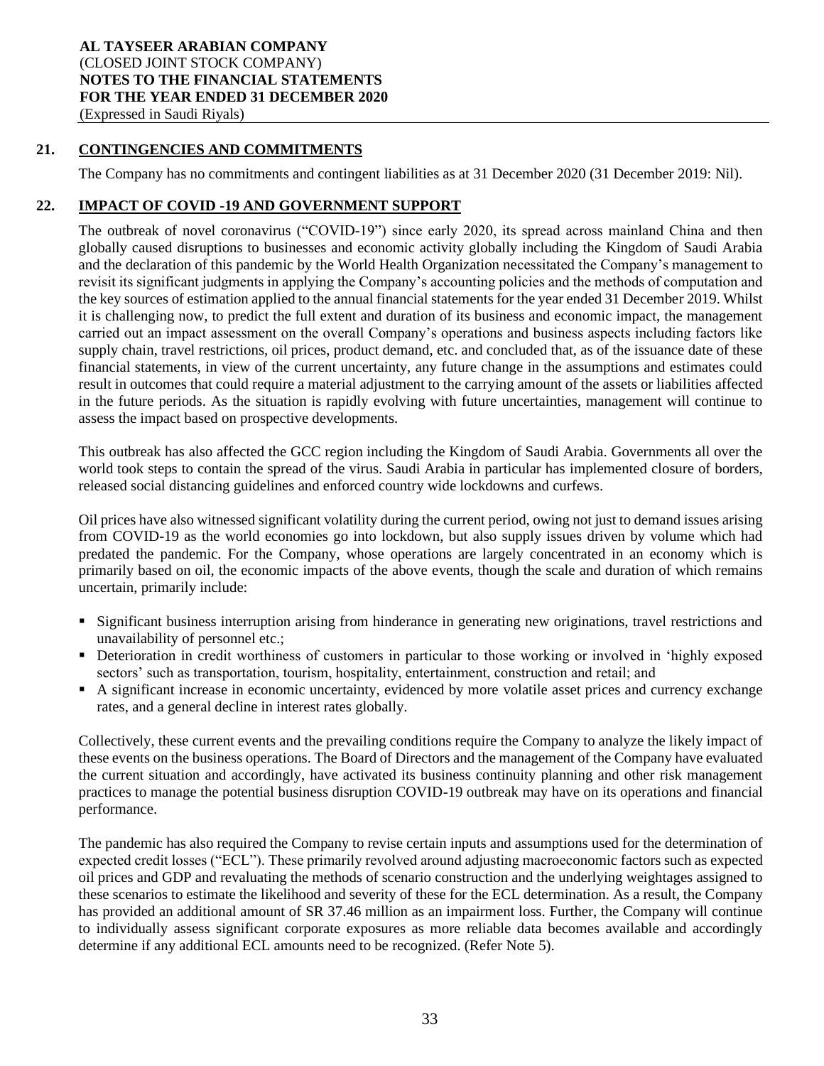## 21. CONTINGENCIES AND COMMITMENTS

The Company has no commitments and contingent liabilities as at 31 December 2020 (31 December 2019: Nil).

## 22. IMPACT OF COVID -19 AND GOVERNMENT SUPPORT

The outbreak of novel coronavirus ("COVID-19") since early 2020, its spread across mainland China and then globally caused disruptions to businesses and economic activity globally including the Kingdom of Saudi Arabia and the declaration of this pandemic by the World Health Organization necessitated the Company's management to revisit its significant judgments in applying the Company's accounting policies and the methods of computation and the key sources of estimation applied to the annual financial statements for the year ended 31 December 2019. Whilst it is challenging now, to predict the full extent and duration of its business and economic impact, the management carried out an impact assessment on the overall Company's operations and business aspects including factors like supply chain, travel restrictions, oil prices, product demand, etc. and concluded that, as of the issuance date of these financial statements, in view of the current uncertainty, any future change in the assumptions and estimates could result in outcomes that could require a material adjustment to the carrying amount of the assets or liabilities affected in the future periods. As the situation is rapidly evolving with future uncertainties, management will continue to assess the impact based on prospective developments.

This outbreak has also affected the GCC region including the Kingdom of Saudi Arabia. Governments all over the world took steps to contain the spread of the virus. Saudi Arabia in particular has implemented closure of borders, released social distancing guidelines and enforced country wide lockdowns and curfews.

Oil prices have also witnessed significant volatility during the current period, owing not just to demand issues arising from COVID-19 as the world economies go into lockdown, but also supply issues driven by volume which had predated the pandemic. For the Company, whose operations are largely concentrated in an economy which is primarily based on oil, the economic impacts of the above events, though the scale and duration of which remains uncertain, primarily include:

- Significant business interruption arising from hinderance in generating new originations, travel restrictions and unavailability of personnel etc.;
- Deterioration in credit worthiness of customers in particular to those working or involved in 'highly exposed sectors' such as transportation, tourism, hospitality, entertainment, construction and retail; and
- A significant increase in economic uncertainty, evidenced by more volatile asset prices and currency exchange rates, and a general decline in interest rates globally.

Collectively, these current events and the prevailing conditions require the Company to analyze the likely impact of these events on the business operations. The Board of Directors and the management of the Company have evaluated the current situation and accordingly, have activated its business continuity planning and other risk management practices to manage the potential business disruption COVID-19 outbreak may have on its operations and financial performance.

The pandemic has also required the Company to revise certain inputs and assumptions used for the determination of expected credit losses ("ECL"). These primarily revolved around adjusting macroeconomic factors such as expected oil prices and GDP and revaluating the methods of scenario construction and the underlying weightages assigned to these scenarios to estimate the likelihood and severity of these for the ECL determination. As a result, the Company has provided an additional amount of SR 37.46 million as an impairment loss. Further, the Company will continue to individually assess significant corporate exposures as more reliable data becomes available and accordingly determine if any additional ECL amounts need to be recognized. (Refer Note 5).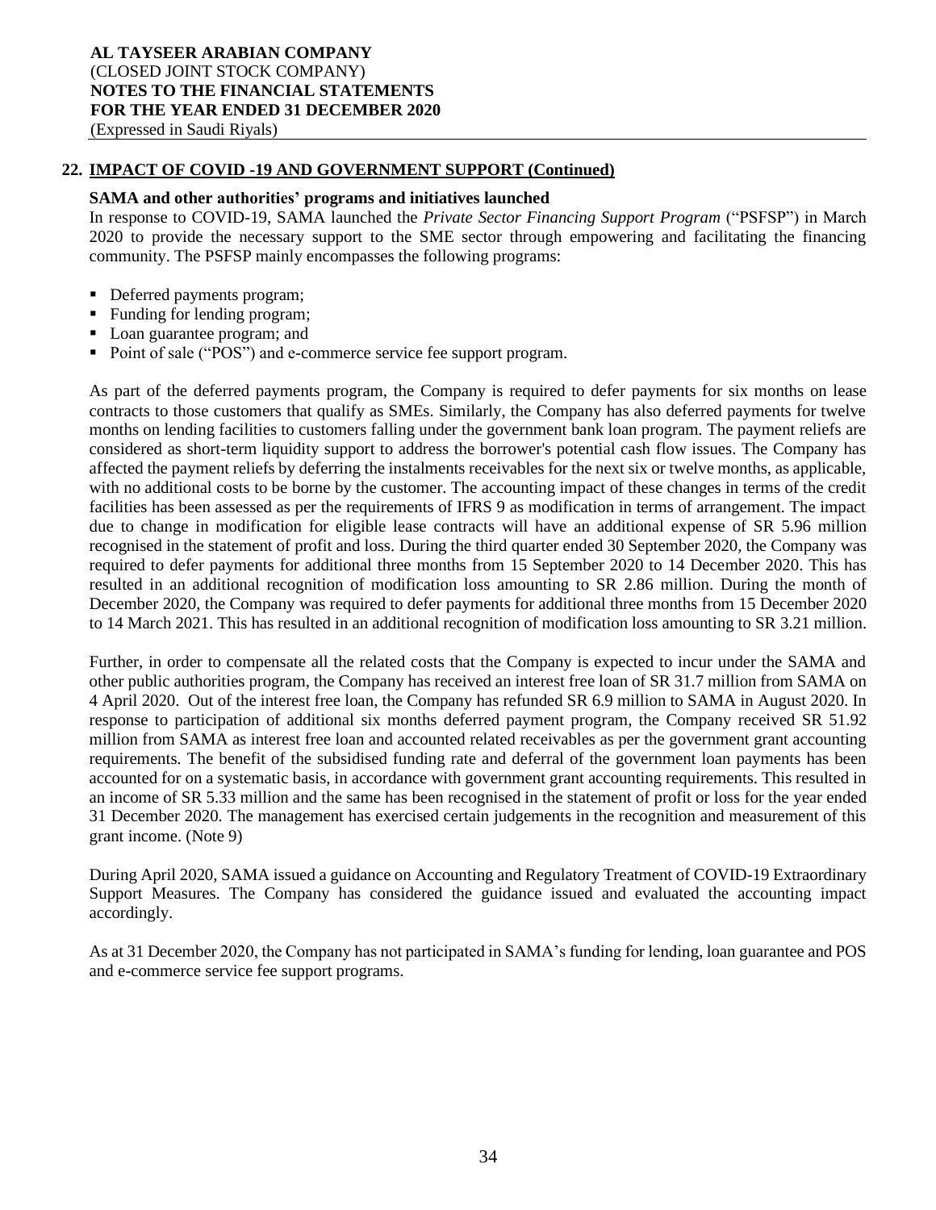## 22. IMPACT OF COVID -19 AND GOVERNMENT SUPPORT (Continued)

**SAMA and other authorities' programs and initiatives launched**

In response to COVID-19, SAMA launched the *Private Sector Financing Support Program* ("PSFSP") in March 2020 to provide the necessary support to the SME sector through empowering and facilitating the financing community. The PSFSP mainly encompasses the following programs:

- Deferred payments program;
- Funding for lending program;
- Loan guarantee program; and
- Point of sale ("POS") and e-commerce service fee support program.

As part of the deferred payments program, the Company is required to defer payments for six months on lease contracts to those customers that qualify as SMEs. Similarly, the Company has also deferred payments for twelve months on lending facilities to customers falling under the government bank loan program. The payment reliefs are considered as short-term liquidity support to address the borrower's potential cash flow issues. The Company has affected the payment reliefs by deferring the instalments receivables for the next six or twelve months, as applicable, with no additional costs to be borne by the customer. The accounting impact of these changes in terms of the credit facilities has been assessed as per the requirements of IFRS 9 as modification in terms of arrangement. The impact due to change in modification for eligible lease contracts will have an additional expense of SR 5.96 million recognised in the statement of profit and loss. During the third quarter ended 30 September 2020, the Company was required to defer payments for additional three months from 15 September 2020 to 14 December 2020. This has resulted in an additional recognition of modification loss amounting to SR 2.86 million. During the month of December 2020, the Company was required to defer payments for additional three months from 15 December 2020 to 14 March 2021. This has resulted in an additional recognition of modification loss amounting to SR 3.21 million.

Further, in order to compensate all the related costs that the Company is expected to incur under the SAMA and other public authorities program, the Company has received an interest free loan of SR 31.7 million from SAMA on 4 April 2020. Out of the interest free loan, the Company has refunded SR 6.9 million to SAMA in August 2020. In response to participation of additional six months deferred payment program, the Company received SR 51.92 million from SAMA as interest free loan and accounted related receivables as per the government grant accounting requirements. The benefit of the subsidised funding rate and deferral of the government loan payments has been accounted for on a systematic basis, in accordance with government grant accounting requirements. This resulted in an income of SR 5.33 million and the same has been recognised in the statement of profit or loss for the year ended 31 December 2020. The management has exercised certain judgements in the recognition and measurement of this grant income. (Note 9)

During April 2020, SAMA issued a guidance on Accounting and Regulatory Treatment of COVID-19 Extraordinary Support Measures. The Company has considered the guidance issued and evaluated the accounting impact accordingly.

As at 31 December 2020, the Company has not participated in SAMA's funding for lending, loan guarantee and POS and e-commerce service fee support programs.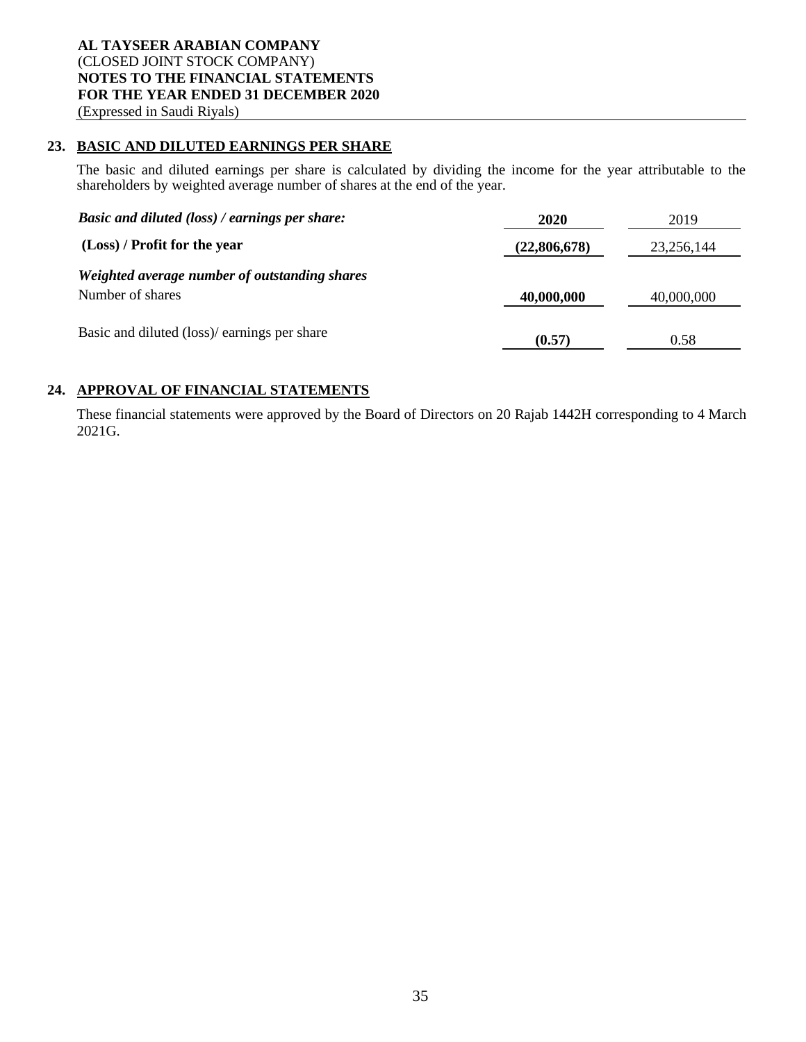**AL TAYSEER ARABIAN COMPANY**
(CLOSED JOINT STOCK COMPANY)
**NOTES TO THE FINANCIAL STATEMENTS**
**FOR THE YEAR ENDED 31 DECEMBER 2020**
(Expressed in Saudi Riyals)

## 23. BASIC AND DILUTED EARNINGS PER SHARE

The basic and diluted earnings per share is calculated by dividing the income for the year attributable to the shareholders by weighted average number of shares at the end of the year.

| ***Basic and diluted (loss) / earnings per share:*** | **2020** | 2019 |
|---|---|---|
| **(Loss) / Profit for the year** | **(22,806,678)** | 23,256,144 |
| ***Weighted average number of outstanding shares*** | | |
| Number of shares | **40,000,000** | 40,000,000 |
| Basic and diluted (loss)/ earnings per share | **(0.57)** | 0.58 |

## 24. APPROVAL OF FINANCIAL STATEMENTS

These financial statements were approved by the Board of Directors on 20 Rajab 1442H corresponding to 4 March 2021G.